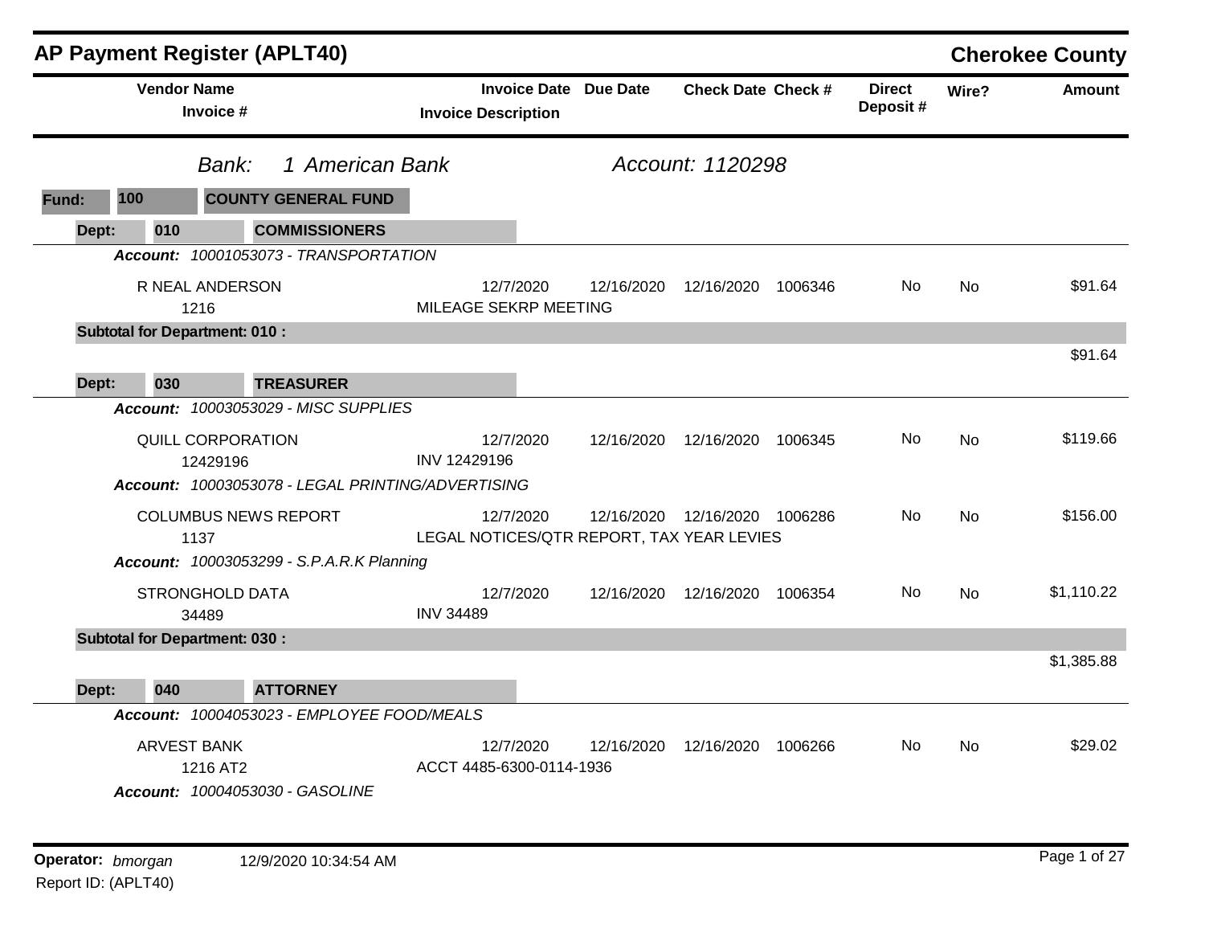# AP Payment Register (APLT40)

## Cherokee County

*Bank: 1 American Bank* — *Account: 1120298*

**Fund: 100 — COUNTY GENERAL FUND**

**Dept: 010 — COMMISSIONERS**

***Account:*** *10001053073 - TRANSPORTATION*

| Vendor Name / Invoice # | Invoice Date / Invoice Description | Due Date | Check Date | Check # | Direct Deposit # | Wire? | Amount |
|---|---|---|---|---|---|---|---|
| R NEAL ANDERSON<br>1216 | 12/7/2020<br>MILEAGE SEKRP MEETING | 12/16/2020 | 12/16/2020 | 1006346 | No | No | $91.64 |

**Subtotal for Department: 010 :** $91.64

**Dept: 030 — TREASURER**

***Account:*** *10003053029 - MISC SUPPLIES*

| Vendor Name / Invoice # | Invoice Date / Invoice Description | Due Date | Check Date | Check # | Direct Deposit # | Wire? | Amount |
|---|---|---|---|---|---|---|---|
| QUILL CORPORATION<br>12429196 | 12/7/2020<br>INV 12429196 | 12/16/2020 | 12/16/2020 | 1006345 | No | No | $119.66 |

***Account:*** *10003053078 - LEGAL PRINTING/ADVERTISING*

| Vendor Name / Invoice # | Invoice Date / Invoice Description | Due Date | Check Date | Check # | Direct Deposit # | Wire? | Amount |
|---|---|---|---|---|---|---|---|
| COLUMBUS NEWS REPORT<br>1137 | 12/7/2020<br>LEGAL NOTICES/QTR REPORT, TAX YEAR LEVIES | 12/16/2020 | 12/16/2020 | 1006286 | No | No | $156.00 |

***Account:*** *10003053299 - S.P.A.R.K Planning*

| Vendor Name / Invoice # | Invoice Date / Invoice Description | Due Date | Check Date | Check # | Direct Deposit # | Wire? | Amount |
|---|---|---|---|---|---|---|---|
| STRONGHOLD DATA<br>34489 | 12/7/2020<br>INV 34489 | 12/16/2020 | 12/16/2020 | 1006354 | No | No | $1,110.22 |

**Subtotal for Department: 030 :** $1,385.88

**Dept: 040 — ATTORNEY**

***Account:*** *10004053023 - EMPLOYEE FOOD/MEALS*

| Vendor Name / Invoice # | Invoice Date / Invoice Description | Due Date | Check Date | Check # | Direct Deposit # | Wire? | Amount |
|---|---|---|---|---|---|---|---|
| ARVEST BANK<br>1216 AT2 | 12/7/2020<br>ACCT 4485-6300-0114-1936 | 12/16/2020 | 12/16/2020 | 1006266 | No | No | $29.02 |

***Account:*** *10004053030 - GASOLINE*

**Operator:** *bmorgan* 12/9/2020 10:34:54 AM

Report ID: (APLT40)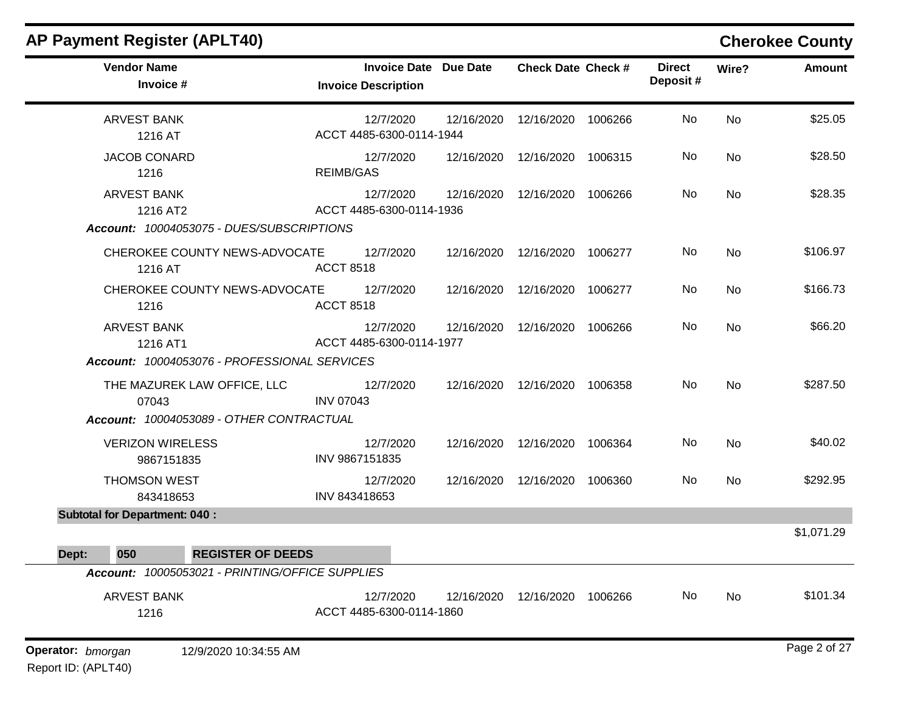## AP Payment Register (APLT40)

**Cherokee County**

| Vendor Name / Invoice # | Invoice Date / Invoice Description | Due Date | Check Date | Check # | Direct Deposit # | Wire? | Amount |
|---|---|---|---|---|---|---|---|
| ARVEST BANK | 12/7/2020 | 12/16/2020 | 12/16/2020 | 1006266 | No | No | $25.05 |
| 1216 AT | ACCT 4485-6300-0114-1944 | | | | | | |
| JACOB CONARD | 12/7/2020 | 12/16/2020 | 12/16/2020 | 1006315 | No | No | $28.50 |
| 1216 | REIMB/GAS | | | | | | |
| ARVEST BANK | 12/7/2020 | 12/16/2020 | 12/16/2020 | 1006266 | No | No | $28.35 |
| 1216 AT2 | ACCT 4485-6300-0114-1936 | | | | | | |
| ***Account:** 10004053075 - DUES/SUBSCRIPTIONS* | | | | | | | |
| CHEROKEE COUNTY NEWS-ADVOCATE | 12/7/2020 | 12/16/2020 | 12/16/2020 | 1006277 | No | No | $106.97 |
| 1216 AT | ACCT 8518 | | | | | | |
| CHEROKEE COUNTY NEWS-ADVOCATE | 12/7/2020 | 12/16/2020 | 12/16/2020 | 1006277 | No | No | $166.73 |
| 1216 | ACCT 8518 | | | | | | |
| ARVEST BANK | 12/7/2020 | 12/16/2020 | 12/16/2020 | 1006266 | No | No | $66.20 |
| 1216 AT1 | ACCT 4485-6300-0114-1977 | | | | | | |
| ***Account:** 10004053076 - PROFESSIONAL SERVICES* | | | | | | | |
| THE MAZUREK LAW OFFICE, LLC | 12/7/2020 | 12/16/2020 | 12/16/2020 | 1006358 | No | No | $287.50 |
| 07043 | INV 07043 | | | | | | |
| ***Account:** 10004053089 - OTHER CONTRACTUAL* | | | | | | | |
| VERIZON WIRELESS | 12/7/2020 | 12/16/2020 | 12/16/2020 | 1006364 | No | No | $40.02 |
| 9867151835 | INV 9867151835 | | | | | | |
| THOMSON WEST | 12/7/2020 | 12/16/2020 | 12/16/2020 | 1006360 | No | No | $292.95 |
| 843418653 | INV 843418653 | | | | | | |
| **Subtotal for Department: 040 :** | | | | | | | $1,071.29 |

**Dept: 050 REGISTER OF DEEDS**

| Vendor Name / Invoice # | Invoice Date / Invoice Description | Due Date | Check Date | Check # | Direct Deposit # | Wire? | Amount |
|---|---|---|---|---|---|---|---|
| ***Account:** 10005053021 - PRINTING/OFFICE SUPPLIES* | | | | | | | |
| ARVEST BANK | 12/7/2020 | 12/16/2020 | 12/16/2020 | 1006266 | No | No | $101.34 |
| 1216 | ACCT 4485-6300-0114-1860 | | | | | | |

**Operator:** *bmorgan* 12/9/2020 10:34:55 AM

Report ID: (APLT40)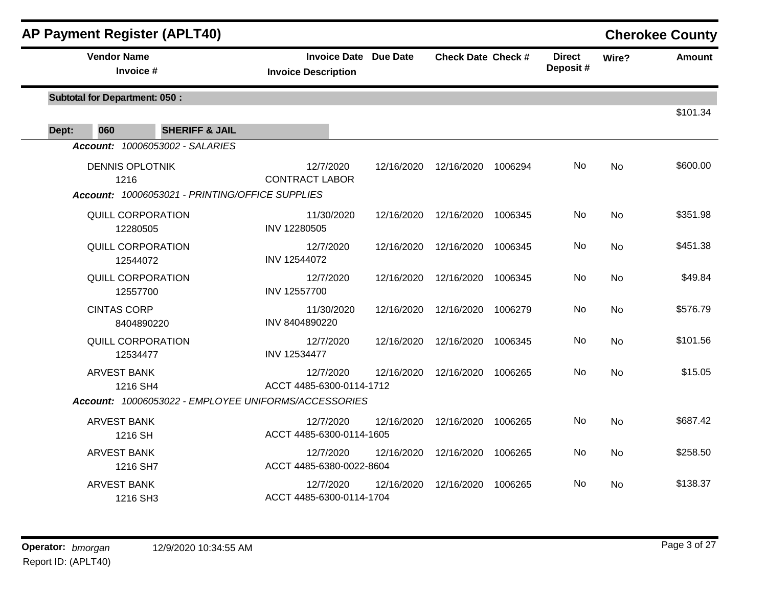## AP Payment Register (APLT40) — Cherokee County

| Vendor Name / Invoice # | Invoice Date / Invoice Description | Due Date | Check Date | Check # | Direct Deposit # | Wire? | Amount |
|---|---|---|---|---|---|---|---|
| **Subtotal for Department: 050 :** | | | | | | | $101.34 |
| **Dept: 060 SHERIFF & JAIL** | | | | | | | |
| *Account: 10006053002 - SALARIES* | | | | | | | |
| DENNIS OPLOTNIK 1216 | 12/7/2020 CONTRACT LABOR | 12/16/2020 | 12/16/2020 | 1006294 | No | No | $600.00 |
| *Account: 10006053021 - PRINTING/OFFICE SUPPLIES* | | | | | | | |
| QUILL CORPORATION 12280505 | 11/30/2020 INV 12280505 | 12/16/2020 | 12/16/2020 | 1006345 | No | No | $351.98 |
| QUILL CORPORATION 12544072 | 12/7/2020 INV 12544072 | 12/16/2020 | 12/16/2020 | 1006345 | No | No | $451.38 |
| QUILL CORPORATION 12557700 | 12/7/2020 INV 12557700 | 12/16/2020 | 12/16/2020 | 1006345 | No | No | $49.84 |
| CINTAS CORP 8404890220 | 11/30/2020 INV 8404890220 | 12/16/2020 | 12/16/2020 | 1006279 | No | No | $576.79 |
| QUILL CORPORATION 12534477 | 12/7/2020 INV 12534477 | 12/16/2020 | 12/16/2020 | 1006345 | No | No | $101.56 |
| ARVEST BANK 1216 SH4 | 12/7/2020 ACCT 4485-6300-0114-1712 | 12/16/2020 | 12/16/2020 | 1006265 | No | No | $15.05 |
| *Account: 10006053022 - EMPLOYEE UNIFORMS/ACCESSORIES* | | | | | | | |
| ARVEST BANK 1216 SH | 12/7/2020 ACCT 4485-6300-0114-1605 | 12/16/2020 | 12/16/2020 | 1006265 | No | No | $687.42 |
| ARVEST BANK 1216 SH7 | 12/7/2020 ACCT 4485-6380-0022-8604 | 12/16/2020 | 12/16/2020 | 1006265 | No | No | $258.50 |
| ARVEST BANK 1216 SH3 | 12/7/2020 ACCT 4485-6300-0114-1704 | 12/16/2020 | 12/16/2020 | 1006265 | No | No | $138.37 |

Operator: *bmorgan* 12/9/2020 10:34:55 AM

Report ID: (APLT40)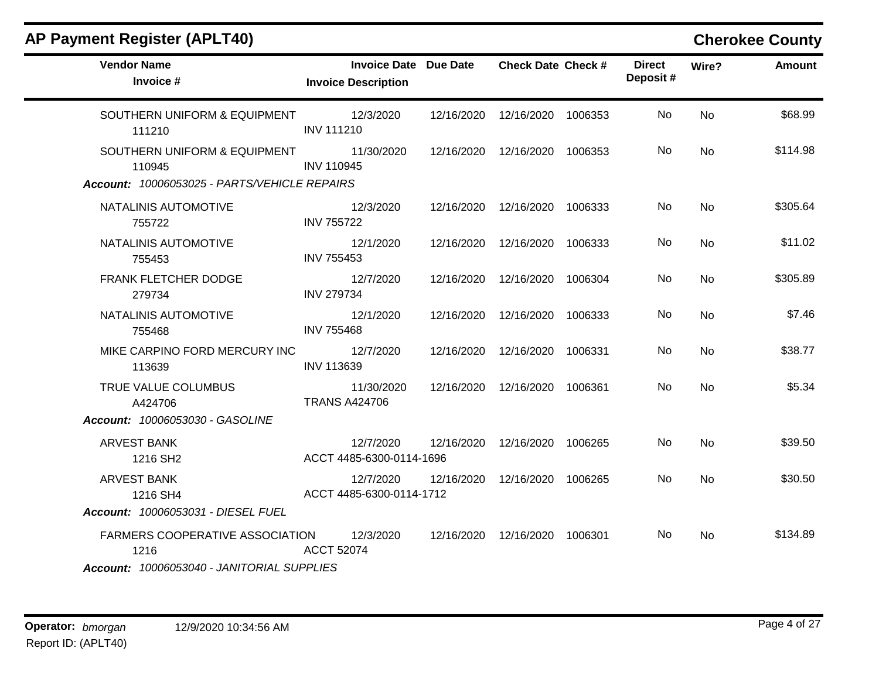## AP Payment Register (APLT40)

**Cherokee County**

| Vendor Name / Invoice # | Invoice Date / Invoice Description | Due Date | Check Date | Check # | Direct Deposit # | Wire? | Amount |
|---|---|---|---|---|---|---|---|
| SOUTHERN UNIFORM & EQUIPMENT 111210 | 12/3/2020 INV 111210 | 12/16/2020 | 12/16/2020 | 1006353 | No | No | $68.99 |
| SOUTHERN UNIFORM & EQUIPMENT 110945 | 11/30/2020 INV 110945 | 12/16/2020 | 12/16/2020 | 1006353 | No | No | $114.98 |
| ***Account:*** *10006053025 - PARTS/VEHICLE REPAIRS* | | | | | | | |
| NATALINIS AUTOMOTIVE 755722 | 12/3/2020 INV 755722 | 12/16/2020 | 12/16/2020 | 1006333 | No | No | $305.64 |
| NATALINIS AUTOMOTIVE 755453 | 12/1/2020 INV 755453 | 12/16/2020 | 12/16/2020 | 1006333 | No | No | $11.02 |
| FRANK FLETCHER DODGE 279734 | 12/7/2020 INV 279734 | 12/16/2020 | 12/16/2020 | 1006304 | No | No | $305.89 |
| NATALINIS AUTOMOTIVE 755468 | 12/1/2020 INV 755468 | 12/16/2020 | 12/16/2020 | 1006333 | No | No | $7.46 |
| MIKE CARPINO FORD MERCURY INC 113639 | 12/7/2020 INV 113639 | 12/16/2020 | 12/16/2020 | 1006331 | No | No | $38.77 |
| TRUE VALUE COLUMBUS A424706 | 11/30/2020 TRANS A424706 | 12/16/2020 | 12/16/2020 | 1006361 | No | No | $5.34 |
| ***Account:*** *10006053030 - GASOLINE* | | | | | | | |
| ARVEST BANK 1216 SH2 | 12/7/2020 ACCT 4485-6300-0114-1696 | 12/16/2020 | 12/16/2020 | 1006265 | No | No | $39.50 |
| ARVEST BANK 1216 SH4 | 12/7/2020 ACCT 4485-6300-0114-1712 | 12/16/2020 | 12/16/2020 | 1006265 | No | No | $30.50 |
| ***Account:*** *10006053031 - DIESEL FUEL* | | | | | | | |
| FARMERS COOPERATIVE ASSOCIATION 1216 | 12/3/2020 ACCT 52074 | 12/16/2020 | 12/16/2020 | 1006301 | No | No | $134.89 |
| ***Account:*** *10006053040 - JANITORIAL SUPPLIES* | | | | | | | |

**Operator:** *bmorgan* 12/9/2020 10:34:56 AM

Report ID: (APLT40)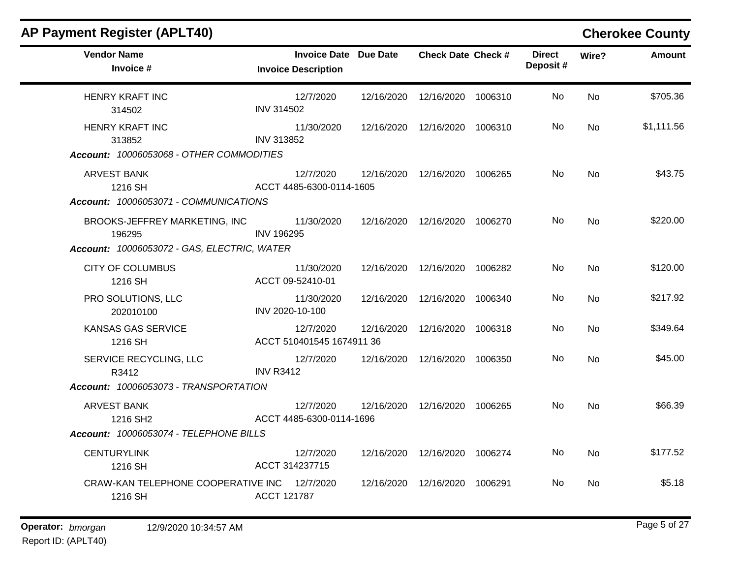## AP Payment Register (APLT40)

**Cherokee County**

| Vendor Name / Invoice # | Invoice Date / Invoice Description | Due Date | Check Date | Check # | Direct Deposit # | Wire? | Amount |
|---|---|---|---|---|---|---|---|
| HENRY KRAFT INC<br>314502 | 12/7/2020<br>INV 314502 | 12/16/2020 | 12/16/2020 | 1006310 | No | No | $705.36 |
| HENRY KRAFT INC<br>313852 | 11/30/2020<br>INV 313852 | 12/16/2020 | 12/16/2020 | 1006310 | No | No | $1,111.56 |
| ***Account:** 10006053068 - OTHER COMMODITIES* | | | | | | | |
| ARVEST BANK<br>1216 SH | 12/7/2020<br>ACCT 4485-6300-0114-1605 | 12/16/2020 | 12/16/2020 | 1006265 | No | No | $43.75 |
| ***Account:** 10006053071 - COMMUNICATIONS* | | | | | | | |
| BROOKS-JEFFREY MARKETING, INC<br>196295 | 11/30/2020<br>INV 196295 | 12/16/2020 | 12/16/2020 | 1006270 | No | No | $220.00 |
| ***Account:** 10006053072 - GAS, ELECTRIC, WATER* | | | | | | | |
| CITY OF COLUMBUS<br>1216 SH | 11/30/2020<br>ACCT 09-52410-01 | 12/16/2020 | 12/16/2020 | 1006282 | No | No | $120.00 |
| PRO SOLUTIONS, LLC<br>202010100 | 11/30/2020<br>INV 2020-10-100 | 12/16/2020 | 12/16/2020 | 1006340 | No | No | $217.92 |
| KANSAS GAS SERVICE<br>1216 SH | 12/7/2020<br>ACCT 510401545 1674911 36 | 12/16/2020 | 12/16/2020 | 1006318 | No | No | $349.64 |
| SERVICE RECYCLING, LLC<br>R3412 | 12/7/2020<br>INV R3412 | 12/16/2020 | 12/16/2020 | 1006350 | No | No | $45.00 |
| ***Account:** 10006053073 - TRANSPORTATION* | | | | | | | |
| ARVEST BANK<br>1216 SH2 | 12/7/2020<br>ACCT 4485-6300-0114-1696 | 12/16/2020 | 12/16/2020 | 1006265 | No | No | $66.39 |
| ***Account:** 10006053074 - TELEPHONE BILLS* | | | | | | | |
| CENTURYLINK<br>1216 SH | 12/7/2020<br>ACCT 314237715 | 12/16/2020 | 12/16/2020 | 1006274 | No | No | $177.52 |
| CRAW-KAN TELEPHONE COOPERATIVE INC<br>1216 SH | 12/7/2020<br>ACCT 121787 | 12/16/2020 | 12/16/2020 | 1006291 | No | No | $5.18 |

**Operator:** *bmorgan* 12/9/2020 10:34:57 AM
Report ID: (APLT40)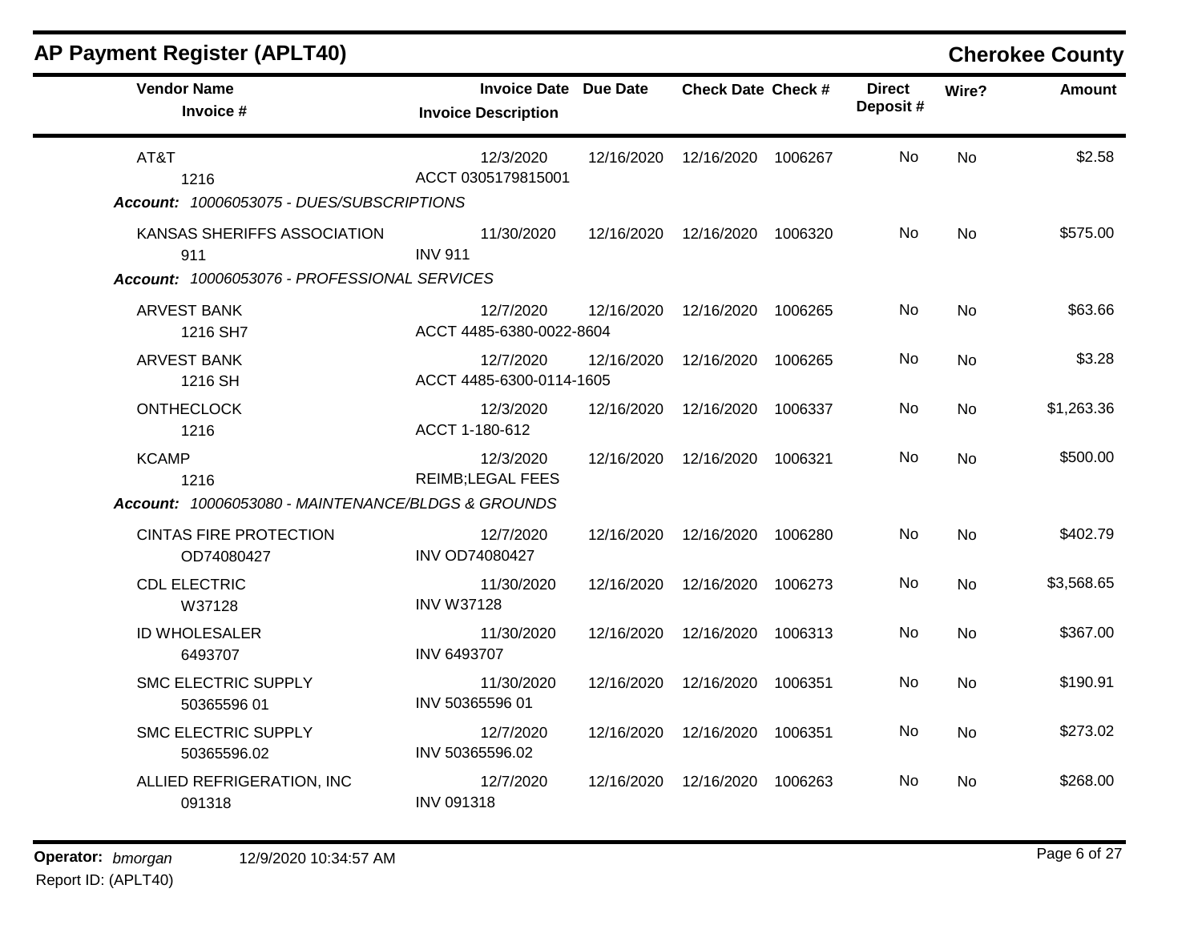## AP Payment Register (APLT40)

**Cherokee County**

| Vendor Name / Invoice # | Invoice Date / Invoice Description | Due Date | Check Date | Check # | Direct Deposit # | Wire? | Amount |
|---|---|---|---|---|---|---|---|
| AT&T<br>1216 | 12/3/2020<br>ACCT 0305179815001 | 12/16/2020 | 12/16/2020 | 1006267 | No | No | $2.58 |
| ***Account: 10006053075 - DUES/SUBSCRIPTIONS*** | | | | | | | |
| KANSAS SHERIFFS ASSOCIATION<br>911 | 11/30/2020<br>INV 911 | 12/16/2020 | 12/16/2020 | 1006320 | No | No | $575.00 |
| ***Account: 10006053076 - PROFESSIONAL SERVICES*** | | | | | | | |
| ARVEST BANK<br>1216 SH7 | 12/7/2020<br>ACCT 4485-6380-0022-8604 | 12/16/2020 | 12/16/2020 | 1006265 | No | No | $63.66 |
| ARVEST BANK<br>1216 SH | 12/7/2020<br>ACCT 4485-6300-0114-1605 | 12/16/2020 | 12/16/2020 | 1006265 | No | No | $3.28 |
| ONTHECLOCK<br>1216 | 12/3/2020<br>ACCT 1-180-612 | 12/16/2020 | 12/16/2020 | 1006337 | No | No | $1,263.36 |
| KCAMP<br>1216 | 12/3/2020<br>REIMB;LEGAL FEES | 12/16/2020 | 12/16/2020 | 1006321 | No | No | $500.00 |
| ***Account: 10006053080 - MAINTENANCE/BLDGS & GROUNDS*** | | | | | | | |
| CINTAS FIRE PROTECTION<br>OD74080427 | 12/7/2020<br>INV OD74080427 | 12/16/2020 | 12/16/2020 | 1006280 | No | No | $402.79 |
| CDL ELECTRIC<br>W37128 | 11/30/2020<br>INV W37128 | 12/16/2020 | 12/16/2020 | 1006273 | No | No | $3,568.65 |
| ID WHOLESALER<br>6493707 | 11/30/2020<br>INV 6493707 | 12/16/2020 | 12/16/2020 | 1006313 | No | No | $367.00 |
| SMC ELECTRIC SUPPLY<br>50365596 01 | 11/30/2020<br>INV 50365596 01 | 12/16/2020 | 12/16/2020 | 1006351 | No | No | $190.91 |
| SMC ELECTRIC SUPPLY<br>50365596.02 | 12/7/2020<br>INV 50365596.02 | 12/16/2020 | 12/16/2020 | 1006351 | No | No | $273.02 |
| ALLIED REFRIGERATION, INC<br>091318 | 12/7/2020<br>INV 091318 | 12/16/2020 | 12/16/2020 | 1006263 | No | No | $268.00 |

**Operator:** *bmorgan* 12/9/2020 10:34:57 AM
Report ID: (APLT40)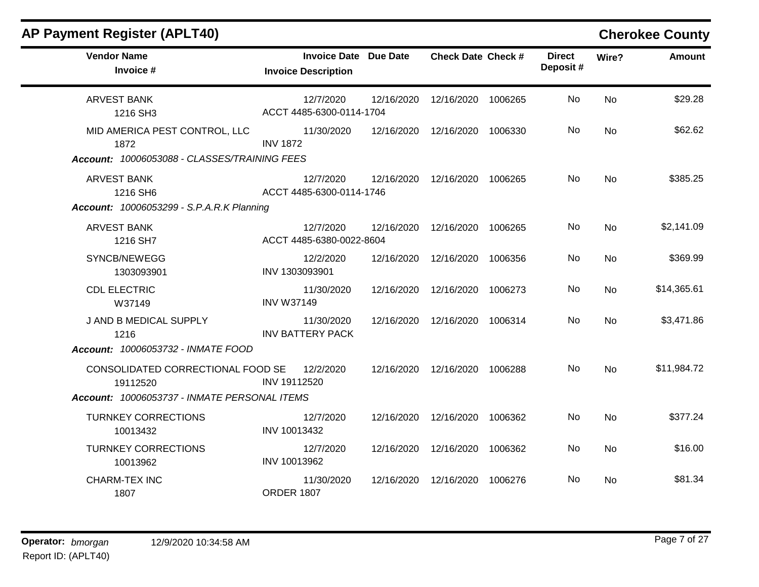## AP Payment Register (APLT40)

**Cherokee County**

| Vendor Name / Invoice # | Invoice Date / Invoice Description | Due Date | Check Date | Check # | Direct Deposit # | Wire? | Amount |
|---|---|---|---|---|---|---|---|
| ARVEST BANK<br>1216 SH3 | 12/7/2020<br>ACCT 4485-6300-0114-1704 | 12/16/2020 | 12/16/2020 | 1006265 | No | No | $29.28 |
| MID AMERICA PEST CONTROL, LLC<br>1872 | 11/30/2020<br>INV 1872 | 12/16/2020 | 12/16/2020 | 1006330 | No | No | $62.62 |
| ***Account:** 10006053088 - CLASSES/TRAINING FEES* | | | | | | | |
| ARVEST BANK<br>1216 SH6 | 12/7/2020<br>ACCT 4485-6300-0114-1746 | 12/16/2020 | 12/16/2020 | 1006265 | No | No | $385.25 |
| ***Account:** 10006053299 - S.P.A.R.K Planning* | | | | | | | |
| ARVEST BANK<br>1216 SH7 | 12/7/2020<br>ACCT 4485-6380-0022-8604 | 12/16/2020 | 12/16/2020 | 1006265 | No | No | $2,141.09 |
| SYNCB/NEWEGG<br>1303093901 | 12/2/2020<br>INV 1303093901 | 12/16/2020 | 12/16/2020 | 1006356 | No | No | $369.99 |
| CDL ELECTRIC<br>W37149 | 11/30/2020<br>INV W37149 | 12/16/2020 | 12/16/2020 | 1006273 | No | No | $14,365.61 |
| J AND B MEDICAL SUPPLY<br>1216 | 11/30/2020<br>INV BATTERY PACK | 12/16/2020 | 12/16/2020 | 1006314 | No | No | $3,471.86 |
| ***Account:** 10006053732 - INMATE FOOD* | | | | | | | |
| CONSOLIDATED CORRECTIONAL FOOD SE<br>19112520 | 12/2/2020<br>INV 19112520 | 12/16/2020 | 12/16/2020 | 1006288 | No | No | $11,984.72 |
| ***Account:** 10006053737 - INMATE PERSONAL ITEMS* | | | | | | | |
| TURNKEY CORRECTIONS<br>10013432 | 12/7/2020<br>INV 10013432 | 12/16/2020 | 12/16/2020 | 1006362 | No | No | $377.24 |
| TURNKEY CORRECTIONS<br>10013962 | 12/7/2020<br>INV 10013962 | 12/16/2020 | 12/16/2020 | 1006362 | No | No | $16.00 |
| CHARM-TEX INC<br>1807 | 11/30/2020<br>ORDER 1807 | 12/16/2020 | 12/16/2020 | 1006276 | No | No | $81.34 |

**Operator:** *bmorgan* 12/9/2020 10:34:58 AM

Report ID: (APLT40)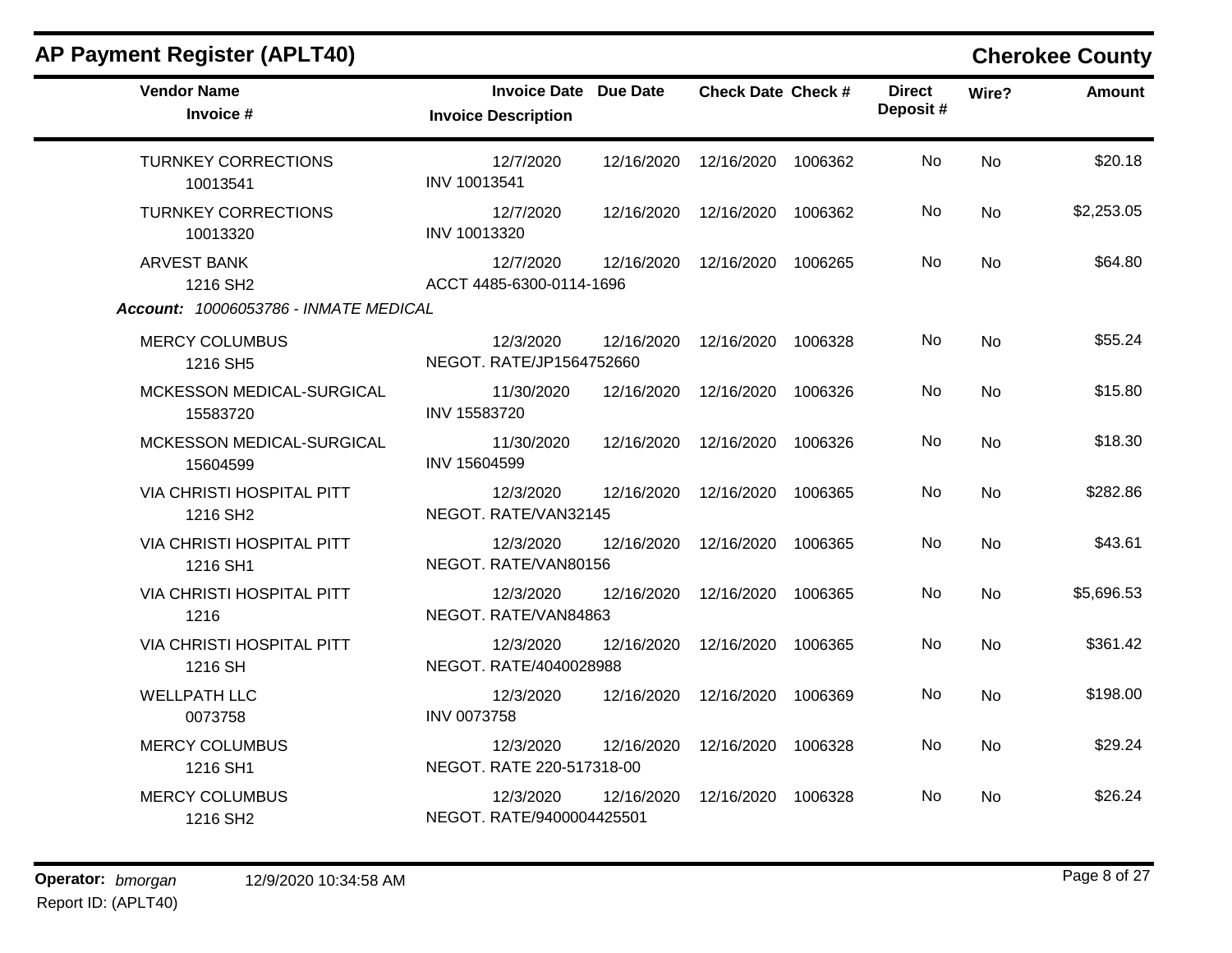## AP Payment Register (APLT40)

**Cherokee County**

| Vendor Name / Invoice # | Invoice Date / Invoice Description | Due Date | Check Date | Check # | Direct Deposit # | Wire? | Amount |
|---|---|---|---|---|---|---|---|
| TURNKEY CORRECTIONS<br>10013541 | 12/7/2020<br>INV 10013541 | 12/16/2020 | 12/16/2020 | 1006362 | No | No | $20.18 |
| TURNKEY CORRECTIONS<br>10013320 | 12/7/2020<br>INV 10013320 | 12/16/2020 | 12/16/2020 | 1006362 | No | No | $2,253.05 |
| ARVEST BANK<br>1216 SH2 | 12/7/2020<br>ACCT 4485-6300-0114-1696 | 12/16/2020 | 12/16/2020 | 1006265 | No | No | $64.80 |
| ***Account:*** *10006053786 - INMATE MEDICAL* | | | | | | | |
| MERCY COLUMBUS<br>1216 SH5 | 12/3/2020<br>NEGOT. RATE/JP1564752660 | 12/16/2020 | 12/16/2020 | 1006328 | No | No | $55.24 |
| MCKESSON MEDICAL-SURGICAL<br>15583720 | 11/30/2020<br>INV 15583720 | 12/16/2020 | 12/16/2020 | 1006326 | No | No | $15.80 |
| MCKESSON MEDICAL-SURGICAL<br>15604599 | 11/30/2020<br>INV 15604599 | 12/16/2020 | 12/16/2020 | 1006326 | No | No | $18.30 |
| VIA CHRISTI HOSPITAL PITT<br>1216 SH2 | 12/3/2020<br>NEGOT. RATE/VAN32145 | 12/16/2020 | 12/16/2020 | 1006365 | No | No | $282.86 |
| VIA CHRISTI HOSPITAL PITT<br>1216 SH1 | 12/3/2020<br>NEGOT. RATE/VAN80156 | 12/16/2020 | 12/16/2020 | 1006365 | No | No | $43.61 |
| VIA CHRISTI HOSPITAL PITT<br>1216 | 12/3/2020<br>NEGOT. RATE/VAN84863 | 12/16/2020 | 12/16/2020 | 1006365 | No | No | $5,696.53 |
| VIA CHRISTI HOSPITAL PITT<br>1216 SH | 12/3/2020<br>NEGOT. RATE/4040028988 | 12/16/2020 | 12/16/2020 | 1006365 | No | No | $361.42 |
| WELLPATH LLC<br>0073758 | 12/3/2020<br>INV 0073758 | 12/16/2020 | 12/16/2020 | 1006369 | No | No | $198.00 |
| MERCY COLUMBUS<br>1216 SH1 | 12/3/2020<br>NEGOT. RATE 220-517318-00 | 12/16/2020 | 12/16/2020 | 1006328 | No | No | $29.24 |
| MERCY COLUMBUS<br>1216 SH2 | 12/3/2020<br>NEGOT. RATE/9400004425501 | 12/16/2020 | 12/16/2020 | 1006328 | No | No | $26.24 |

**Operator:** *bmorgan* 12/9/2020 10:34:58 AM
Report ID: (APLT40)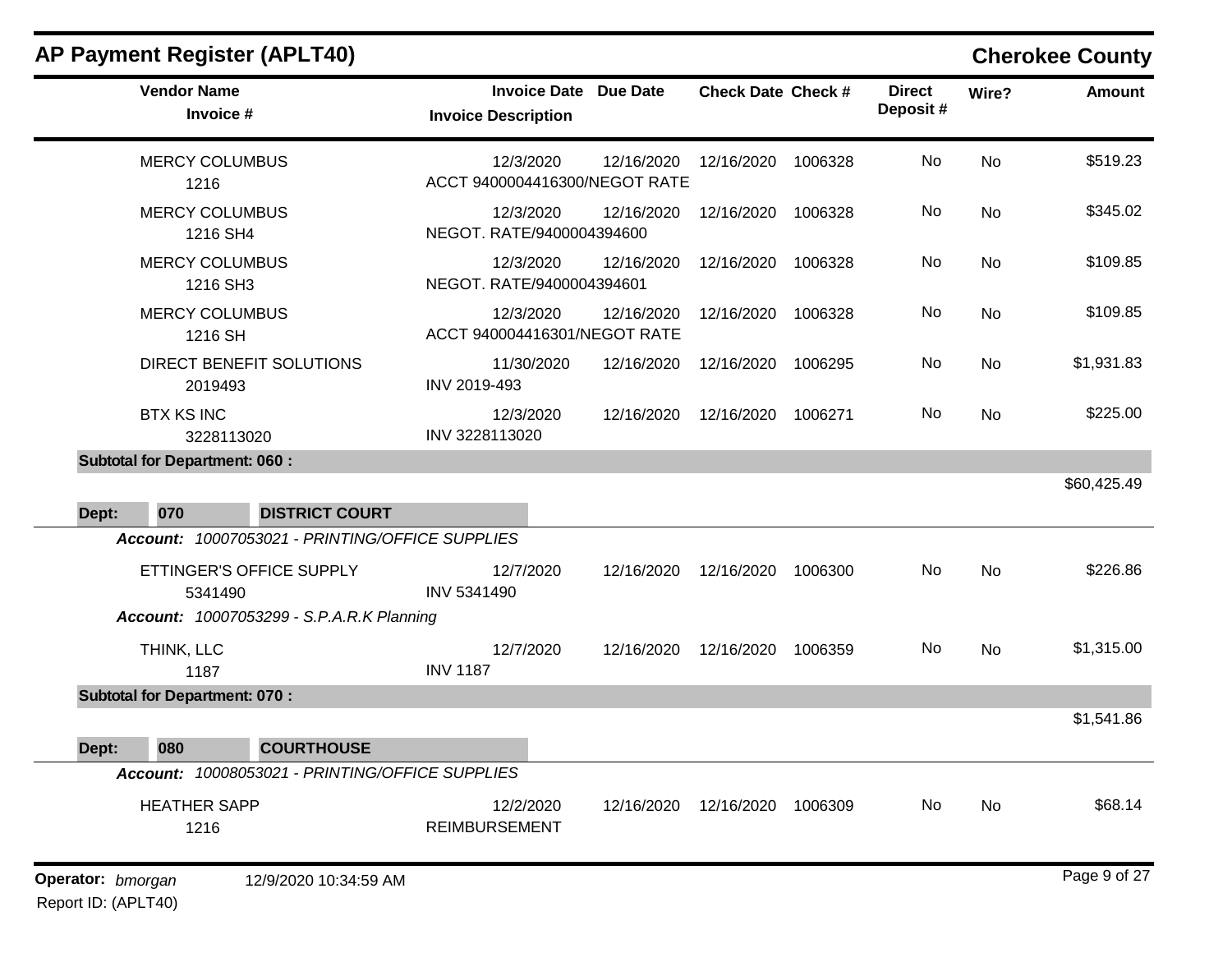# AP Payment Register (APLT40)

## Cherokee County

| Vendor Name / Invoice # | Invoice Date / Invoice Description | Due Date | Check Date | Check # | Direct Deposit # | Wire? | Amount |
|---|---|---|---|---|---|---|---|
| MERCY COLUMBUS<br>1216 | 12/3/2020<br>ACCT 9400004416300/NEGOT RATE | 12/16/2020 | 12/16/2020 | 1006328 | No | No | $519.23 |
| MERCY COLUMBUS<br>1216 SH4 | 12/3/2020<br>NEGOT. RATE/9400004394600 | 12/16/2020 | 12/16/2020 | 1006328 | No | No | $345.02 |
| MERCY COLUMBUS<br>1216 SH3 | 12/3/2020<br>NEGOT. RATE/9400004394601 | 12/16/2020 | 12/16/2020 | 1006328 | No | No | $109.85 |
| MERCY COLUMBUS<br>1216 SH | 12/3/2020<br>ACCT 940004416301/NEGOT RATE | 12/16/2020 | 12/16/2020 | 1006328 | No | No | $109.85 |
| DIRECT BENEFIT SOLUTIONS<br>2019493 | 11/30/2020<br>INV 2019-493 | 12/16/2020 | 12/16/2020 | 1006295 | No | No | $1,931.83 |
| BTX KS INC<br>3228113020 | 12/3/2020<br>INV 3228113020 | 12/16/2020 | 12/16/2020 | 1006271 | No | No | $225.00 |
| **Subtotal for Department: 060 :** | | | | | | | $60,425.49 |

**Dept: 070 DISTRICT COURT**

*Account: 10007053021 - PRINTING/OFFICE SUPPLIES*

| Vendor Name / Invoice # | Invoice Date / Invoice Description | Due Date | Check Date | Check # | Direct Deposit # | Wire? | Amount |
|---|---|---|---|---|---|---|---|
| ETTINGER'S OFFICE SUPPLY<br>5341490 | 12/7/2020<br>INV 5341490 | 12/16/2020 | 12/16/2020 | 1006300 | No | No | $226.86 |

*Account: 10007053299 - S.P.A.R.K Planning*

| Vendor Name / Invoice # | Invoice Date / Invoice Description | Due Date | Check Date | Check # | Direct Deposit # | Wire? | Amount |
|---|---|---|---|---|---|---|---|
| THINK, LLC<br>1187 | 12/7/2020<br>INV 1187 | 12/16/2020 | 12/16/2020 | 1006359 | No | No | $1,315.00 |
| **Subtotal for Department: 070 :** | | | | | | | $1,541.86 |

**Dept: 080 COURTHOUSE**

*Account: 10008053021 - PRINTING/OFFICE SUPPLIES*

| Vendor Name / Invoice # | Invoice Date / Invoice Description | Due Date | Check Date | Check # | Direct Deposit # | Wire? | Amount |
|---|---|---|---|---|---|---|---|
| HEATHER SAPP<br>1216 | 12/2/2020<br>REIMBURSEMENT | 12/16/2020 | 12/16/2020 | 1006309 | No | No | $68.14 |

Operator: *bmorgan* 12/9/2020 10:34:59 AM

Report ID: (APLT40)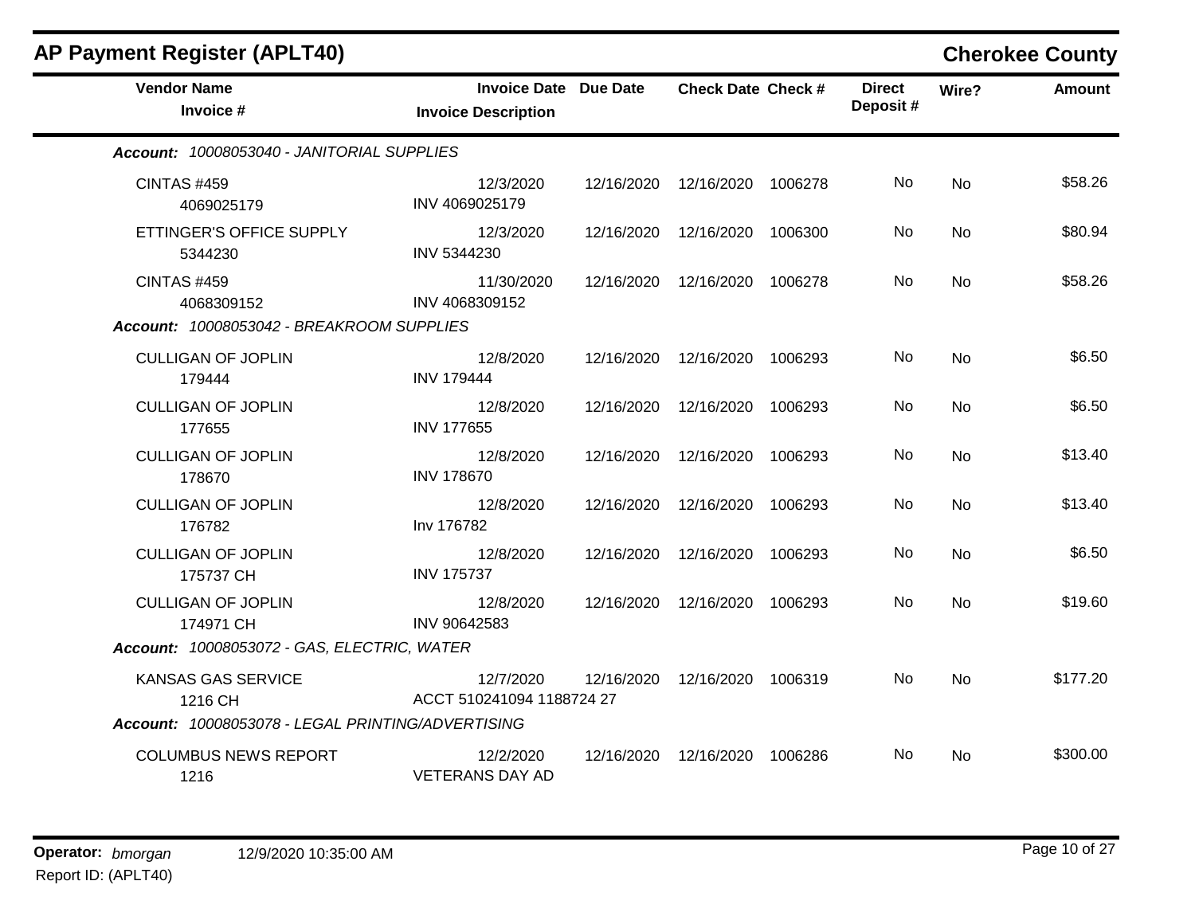## AP Payment Register (APLT40)

**Cherokee County**

| Vendor Name / Invoice # | Invoice Date / Invoice Description | Due Date | Check Date | Check # | Direct Deposit # | Wire? | Amount |
|---|---|---|---|---|---|---|---|
| ***Account: 10008053040 - JANITORIAL SUPPLIES*** | | | | | | | |
| CINTAS #459<br>4069025179 | 12/3/2020<br>INV 4069025179 | 12/16/2020 | 12/16/2020 | 1006278 | No | No | $58.26 |
| ETTINGER'S OFFICE SUPPLY<br>5344230 | 12/3/2020<br>INV 5344230 | 12/16/2020 | 12/16/2020 | 1006300 | No | No | $80.94 |
| CINTAS #459<br>4068309152 | 11/30/2020<br>INV 4068309152 | 12/16/2020 | 12/16/2020 | 1006278 | No | No | $58.26 |
| ***Account: 10008053042 - BREAKROOM SUPPLIES*** | | | | | | | |
| CULLIGAN OF JOPLIN<br>179444 | 12/8/2020<br>INV 179444 | 12/16/2020 | 12/16/2020 | 1006293 | No | No | $6.50 |
| CULLIGAN OF JOPLIN<br>177655 | 12/8/2020<br>INV 177655 | 12/16/2020 | 12/16/2020 | 1006293 | No | No | $6.50 |
| CULLIGAN OF JOPLIN<br>178670 | 12/8/2020<br>INV 178670 | 12/16/2020 | 12/16/2020 | 1006293 | No | No | $13.40 |
| CULLIGAN OF JOPLIN<br>176782 | 12/8/2020<br>Inv 176782 | 12/16/2020 | 12/16/2020 | 1006293 | No | No | $13.40 |
| CULLIGAN OF JOPLIN<br>175737 CH | 12/8/2020<br>INV 175737 | 12/16/2020 | 12/16/2020 | 1006293 | No | No | $6.50 |
| CULLIGAN OF JOPLIN<br>174971 CH | 12/8/2020<br>INV 90642583 | 12/16/2020 | 12/16/2020 | 1006293 | No | No | $19.60 |
| ***Account: 10008053072 - GAS, ELECTRIC, WATER*** | | | | | | | |
| KANSAS GAS SERVICE<br>1216 CH | 12/7/2020<br>ACCT 510241094 1188724 27 | 12/16/2020 | 12/16/2020 | 1006319 | No | No | $177.20 |
| ***Account: 10008053078 - LEGAL PRINTING/ADVERTISING*** | | | | | | | |
| COLUMBUS NEWS REPORT<br>1216 | 12/2/2020<br>VETERANS DAY AD | 12/16/2020 | 12/16/2020 | 1006286 | No | No | $300.00 |

**Operator:** *bmorgan* 12/9/2020 10:35:00 AM
Report ID: (APLT40)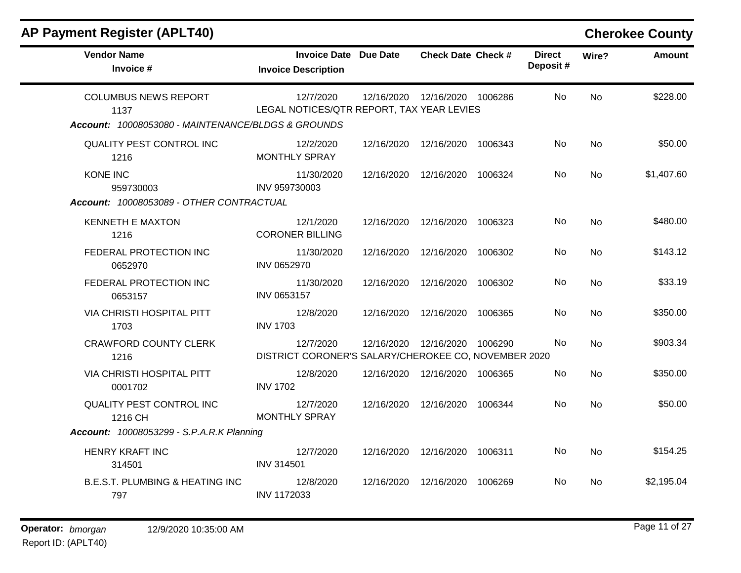# AP Payment Register (APLT40)

## Cherokee County

| Vendor Name / Invoice # | Invoice Date / Invoice Description | Due Date | Check Date | Check # | Direct Deposit # | Wire? | Amount |
|---|---|---|---|---|---|---|---|
| COLUMBUS NEWS REPORT<br>1137 | 12/7/2020<br>LEGAL NOTICES/QTR REPORT, TAX YEAR LEVIES | 12/16/2020 | 12/16/2020 | 1006286 | No | No | $228.00 |
| ***Account:*** *10008053080 - MAINTENANCE/BLDGS & GROUNDS* | | | | | | | |
| QUALITY PEST CONTROL INC<br>1216 | 12/2/2020<br>MONTHLY SPRAY | 12/16/2020 | 12/16/2020 | 1006343 | No | No | $50.00 |
| KONE INC<br>959730003 | 11/30/2020<br>INV 959730003 | 12/16/2020 | 12/16/2020 | 1006324 | No | No | $1,407.60 |
| ***Account:*** *10008053089 - OTHER CONTRACTUAL* | | | | | | | |
| KENNETH E MAXTON<br>1216 | 12/1/2020<br>CORONER BILLING | 12/16/2020 | 12/16/2020 | 1006323 | No | No | $480.00 |
| FEDERAL PROTECTION INC<br>0652970 | 11/30/2020<br>INV 0652970 | 12/16/2020 | 12/16/2020 | 1006302 | No | No | $143.12 |
| FEDERAL PROTECTION INC<br>0653157 | 11/30/2020<br>INV 0653157 | 12/16/2020 | 12/16/2020 | 1006302 | No | No | $33.19 |
| VIA CHRISTI HOSPITAL PITT<br>1703 | 12/8/2020<br>INV 1703 | 12/16/2020 | 12/16/2020 | 1006365 | No | No | $350.00 |
| CRAWFORD COUNTY CLERK<br>1216 | 12/7/2020<br>DISTRICT CORONER'S SALARY/CHEROKEE CO, NOVEMBER 2020 | 12/16/2020 | 12/16/2020 | 1006290 | No | No | $903.34 |
| VIA CHRISTI HOSPITAL PITT<br>0001702 | 12/8/2020<br>INV 1702 | 12/16/2020 | 12/16/2020 | 1006365 | No | No | $350.00 |
| QUALITY PEST CONTROL INC<br>1216 CH | 12/7/2020<br>MONTHLY SPRAY | 12/16/2020 | 12/16/2020 | 1006344 | No | No | $50.00 |
| ***Account:*** *10008053299 - S.P.A.R.K Planning* | | | | | | | |
| HENRY KRAFT INC<br>314501 | 12/7/2020<br>INV 314501 | 12/16/2020 | 12/16/2020 | 1006311 | No | No | $154.25 |
| B.E.S.T. PLUMBING & HEATING INC<br>797 | 12/8/2020<br>INV 1172033 | 12/16/2020 | 12/16/2020 | 1006269 | No | No | $2,195.04 |

**Operator:** *bmorgan* 12/9/2020 10:35:00 AM
Report ID: (APLT40)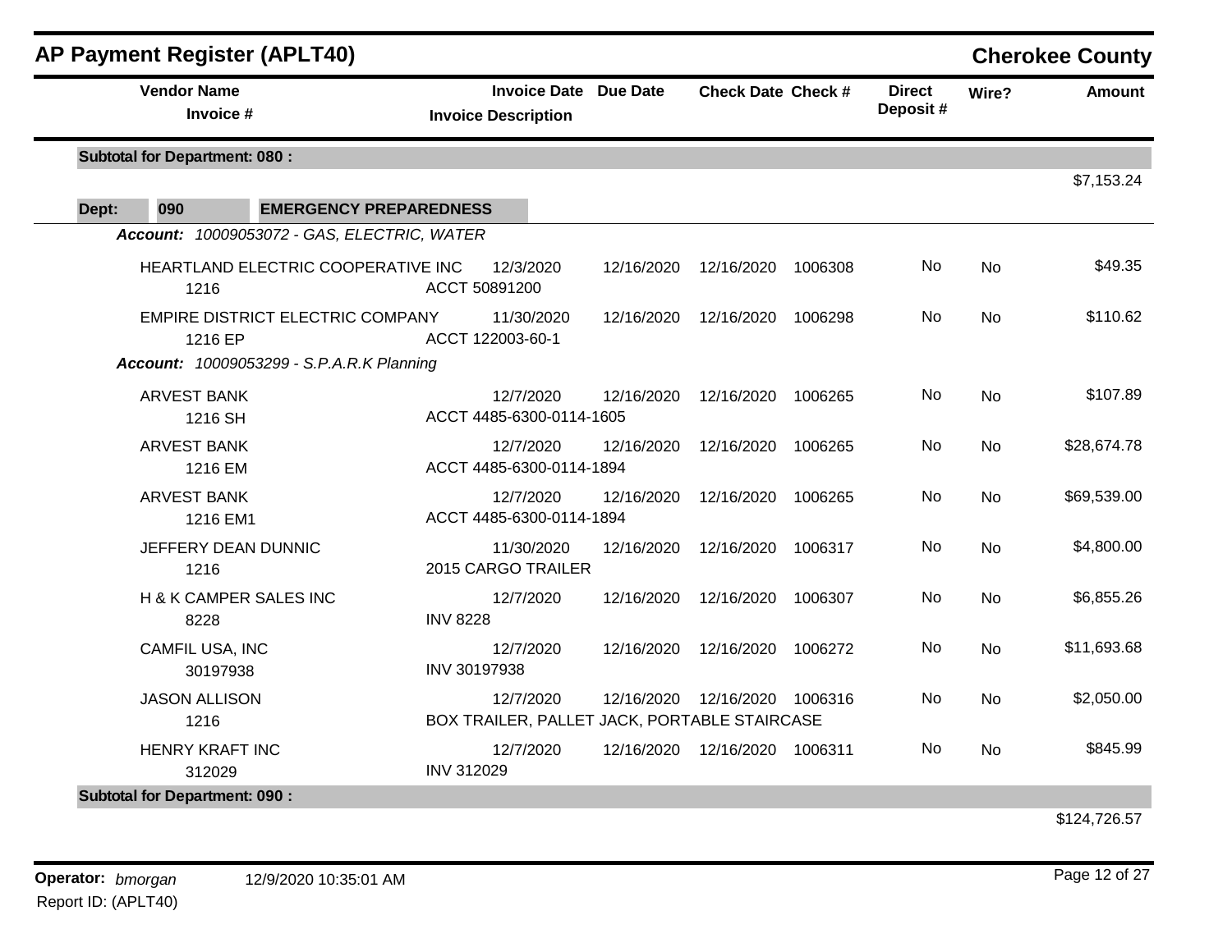# AP Payment Register (APLT40)

## Cherokee County

| Vendor Name / Invoice # | Invoice Date / Invoice Description | Due Date | Check Date | Check # | Direct Deposit # | Wire? | Amount |
|---|---|---|---|---|---|---|---|
| **Subtotal for Department: 080 :** | | | | | | | $7,153.24 |
| **Dept: 090 EMERGENCY PREPAREDNESS** | | | | | | | |
| ***Account: 10009053072 - GAS, ELECTRIC, WATER*** | | | | | | | |
| HEARTLAND ELECTRIC COOPERATIVE INC 1216 | 12/3/2020 ACCT 50891200 | 12/16/2020 | 12/16/2020 | 1006308 | No | No | $49.35 |
| EMPIRE DISTRICT ELECTRIC COMPANY 1216 EP | 11/30/2020 ACCT 122003-60-1 | 12/16/2020 | 12/16/2020 | 1006298 | No | No | $110.62 |
| ***Account: 10009053299 - S.P.A.R.K Planning*** | | | | | | | |
| ARVEST BANK 1216 SH | 12/7/2020 ACCT 4485-6300-0114-1605 | 12/16/2020 | 12/16/2020 | 1006265 | No | No | $107.89 |
| ARVEST BANK 1216 EM | 12/7/2020 ACCT 4485-6300-0114-1894 | 12/16/2020 | 12/16/2020 | 1006265 | No | No | $28,674.78 |
| ARVEST BANK 1216 EM1 | 12/7/2020 ACCT 4485-6300-0114-1894 | 12/16/2020 | 12/16/2020 | 1006265 | No | No | $69,539.00 |
| JEFFERY DEAN DUNNIC 1216 | 11/30/2020 2015 CARGO TRAILER | 12/16/2020 | 12/16/2020 | 1006317 | No | No | $4,800.00 |
| H & K CAMPER SALES INC 8228 | 12/7/2020 INV 8228 | 12/16/2020 | 12/16/2020 | 1006307 | No | No | $6,855.26 |
| CAMFIL USA, INC 30197938 | 12/7/2020 INV 30197938 | 12/16/2020 | 12/16/2020 | 1006272 | No | No | $11,693.68 |
| JASON ALLISON 1216 | 12/7/2020 BOX TRAILER, PALLET JACK, PORTABLE STAIRCASE | 12/16/2020 | 12/16/2020 | 1006316 | No | No | $2,050.00 |
| HENRY KRAFT INC 312029 | 12/7/2020 INV 312029 | 12/16/2020 | 12/16/2020 | 1006311 | No | No | $845.99 |
| **Subtotal for Department: 090 :** | | | | | | | $124,726.57 |

**Operator:** *bmorgan* 12/9/2020 10:35:01 AM
Report ID: (APLT40)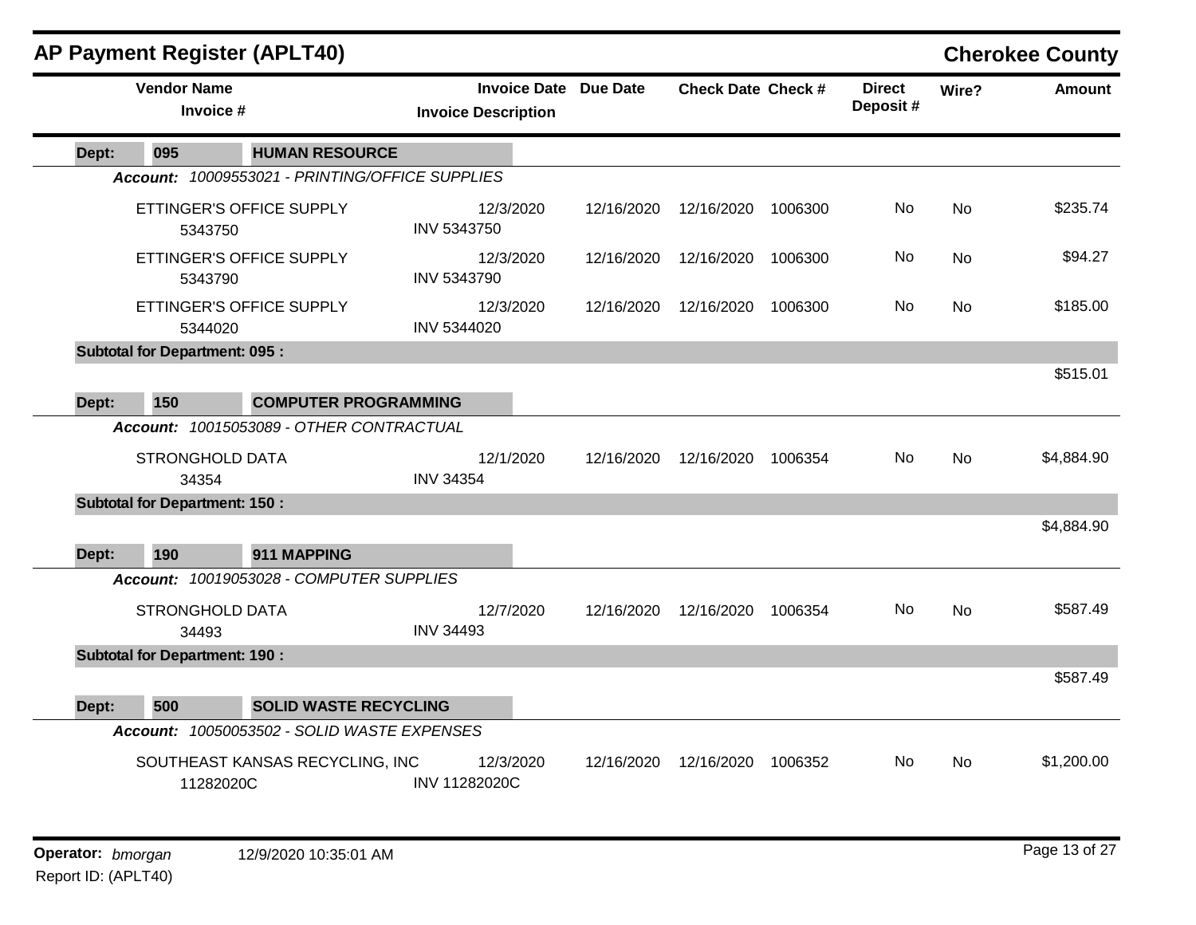# AP Payment Register (APLT40)

## Cherokee County

| Vendor Name / Invoice # | Invoice Date / Invoice Description | Due Date | Check Date | Check # | Direct Deposit # | Wire? | Amount |
|---|---|---|---|---|---|---|---|
| **Dept: 095 HUMAN RESOURCE** | | | | | | | |
| ***Account: 10009553021 - PRINTING/OFFICE SUPPLIES*** | | | | | | | |
| ETTINGER'S OFFICE SUPPLY 5343750 | 12/3/2020 INV 5343750 | 12/16/2020 | 12/16/2020 | 1006300 | No | No | $235.74 |
| ETTINGER'S OFFICE SUPPLY 5343790 | 12/3/2020 INV 5343790 | 12/16/2020 | 12/16/2020 | 1006300 | No | No | $94.27 |
| ETTINGER'S OFFICE SUPPLY 5344020 | 12/3/2020 INV 5344020 | 12/16/2020 | 12/16/2020 | 1006300 | No | No | $185.00 |
| **Subtotal for Department: 095 :** | | | | | | | $515.01 |
| **Dept: 150 COMPUTER PROGRAMMING** | | | | | | | |
| ***Account: 10015053089 - OTHER CONTRACTUAL*** | | | | | | | |
| STRONGHOLD DATA 34354 | 12/1/2020 INV 34354 | 12/16/2020 | 12/16/2020 | 1006354 | No | No | $4,884.90 |
| **Subtotal for Department: 150 :** | | | | | | | $4,884.90 |
| **Dept: 190 911 MAPPING** | | | | | | | |
| ***Account: 10019053028 - COMPUTER SUPPLIES*** | | | | | | | |
| STRONGHOLD DATA 34493 | 12/7/2020 INV 34493 | 12/16/2020 | 12/16/2020 | 1006354 | No | No | $587.49 |
| **Subtotal for Department: 190 :** | | | | | | | $587.49 |
| **Dept: 500 SOLID WASTE RECYCLING** | | | | | | | |
| ***Account: 10050053502 - SOLID WASTE EXPENSES*** | | | | | | | |
| SOUTHEAST KANSAS RECYCLING, INC 11282020C | 12/3/2020 INV 11282020C | 12/16/2020 | 12/16/2020 | 1006352 | No | No | $1,200.00 |

**Operator:** *bmorgan* 12/9/2020 10:35:01 AM

Report ID: (APLT40)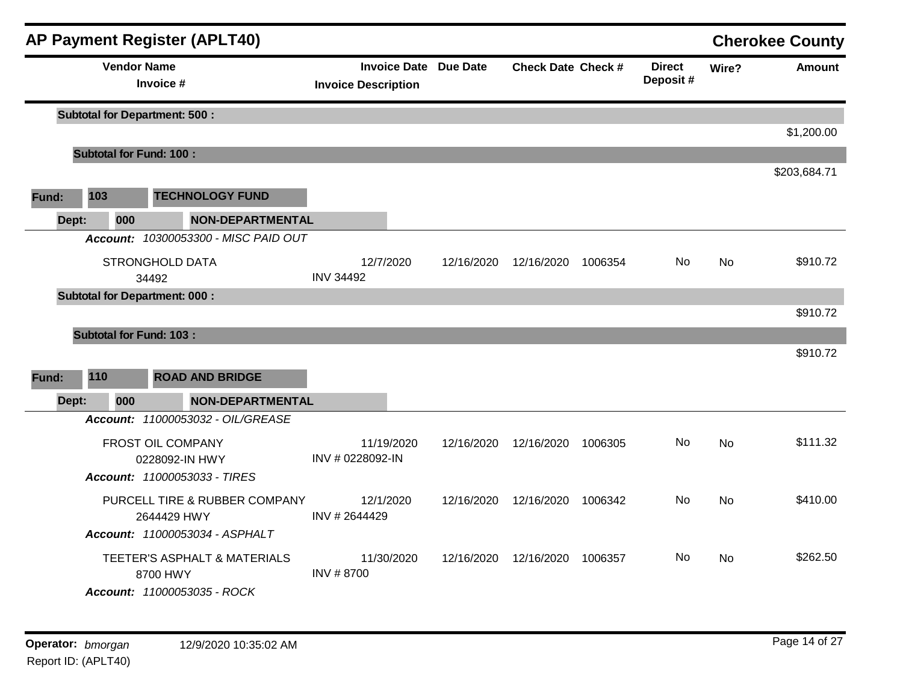## AP Payment Register (APLT40)

**Cherokee County**

| Vendor Name / Invoice # | Invoice Date / Invoice Description | Due Date | Check Date | Check # | Direct Deposit # | Wire? | Amount |
|---|---|---|---|---|---|---|---|
| **Subtotal for Department: 500 :** | | | | | | | $1,200.00 |
| **Subtotal for Fund: 100 :** | | | | | | | $203,684.71 |
| **Fund: 103 TECHNOLOGY FUND** | | | | | | | |
| **Dept: 000 NON-DEPARTMENTAL** | | | | | | | |
| ***Account: 10300053300 - MISC PAID OUT*** | | | | | | | |
| STRONGHOLD DATA<br>34492 | 12/7/2020<br>INV 34492 | 12/16/2020 | 12/16/2020 | 1006354 | No | No | $910.72 |
| **Subtotal for Department: 000 :** | | | | | | | $910.72 |
| **Subtotal for Fund: 103 :** | | | | | | | $910.72 |
| **Fund: 110 ROAD AND BRIDGE** | | | | | | | |
| **Dept: 000 NON-DEPARTMENTAL** | | | | | | | |
| ***Account: 11000053032 - OIL/GREASE*** | | | | | | | |
| FROST OIL COMPANY<br>0228092-IN HWY | 11/19/2020<br>INV # 0228092-IN | 12/16/2020 | 12/16/2020 | 1006305 | No | No | $111.32 |
| ***Account: 11000053033 - TIRES*** | | | | | | | |
| PURCELL TIRE & RUBBER COMPANY<br>2644429 HWY | 12/1/2020<br>INV # 2644429 | 12/16/2020 | 12/16/2020 | 1006342 | No | No | $410.00 |
| ***Account: 11000053034 - ASPHALT*** | | | | | | | |
| TEETER'S ASPHALT & MATERIALS<br>8700 HWY | 11/30/2020<br>INV # 8700 | 12/16/2020 | 12/16/2020 | 1006357 | No | No | $262.50 |
| ***Account: 11000053035 - ROCK*** | | | | | | | |

Operator: *bmorgan* 12/9/2020 10:35:02 AM
Report ID: (APLT40)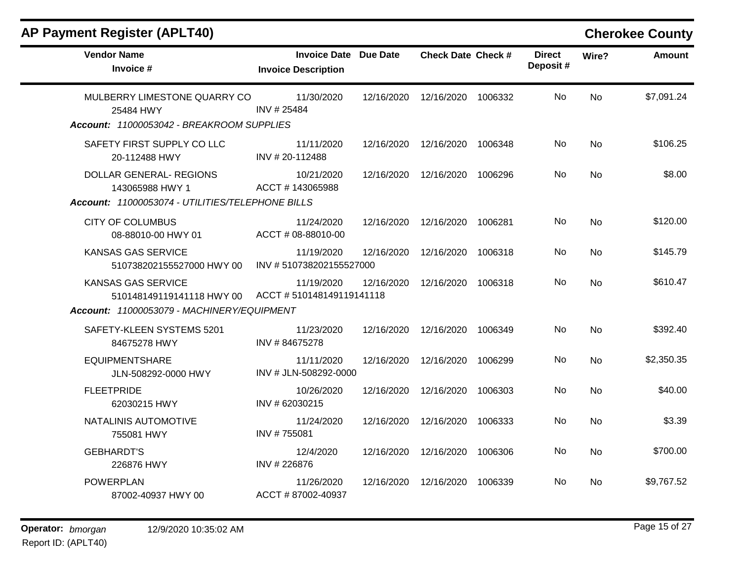## AP Payment Register (APLT40)

**Cherokee County**

| Vendor Name / Invoice # | Invoice Date / Invoice Description | Due Date | Check Date | Check # | Direct Deposit # | Wire? | Amount |
|---|---|---|---|---|---|---|---|
| MULBERRY LIMESTONE QUARRY CO<br>25484 HWY | 11/30/2020<br>INV # 25484 | 12/16/2020 | 12/16/2020 | 1006332 | No | No | $7,091.24 |
| ***Account:** 11000053042 - BREAKROOM SUPPLIES* | | | | | | | |
| SAFETY FIRST SUPPLY CO LLC<br>20-112488 HWY | 11/11/2020<br>INV # 20-112488 | 12/16/2020 | 12/16/2020 | 1006348 | No | No | $106.25 |
| DOLLAR GENERAL- REGIONS<br>143065988 HWY 1 | 10/21/2020<br>ACCT # 143065988 | 12/16/2020 | 12/16/2020 | 1006296 | No | No | $8.00 |
| ***Account:** 11000053074 - UTILITIES/TELEPHONE BILLS* | | | | | | | |
| CITY OF COLUMBUS<br>08-88010-00 HWY 01 | 11/24/2020<br>ACCT # 08-88010-00 | 12/16/2020 | 12/16/2020 | 1006281 | No | No | $120.00 |
| KANSAS GAS SERVICE<br>510738202155527000 HWY 00 | 11/19/2020<br>INV # 510738202155527000 | 12/16/2020 | 12/16/2020 | 1006318 | No | No | $145.79 |
| KANSAS GAS SERVICE<br>510148149119141118 HWY 00 | 11/19/2020<br>ACCT # 510148149119141118 | 12/16/2020 | 12/16/2020 | 1006318 | No | No | $610.47 |
| ***Account:** 11000053079 - MACHINERY/EQUIPMENT* | | | | | | | |
| SAFETY-KLEEN SYSTEMS 5201<br>84675278 HWY | 11/23/2020<br>INV # 84675278 | 12/16/2020 | 12/16/2020 | 1006349 | No | No | $392.40 |
| EQUIPMENTSHARE<br>JLN-508292-0000 HWY | 11/11/2020<br>INV # JLN-508292-0000 | 12/16/2020 | 12/16/2020 | 1006299 | No | No | $2,350.35 |
| FLEETPRIDE<br>62030215 HWY | 10/26/2020<br>INV # 62030215 | 12/16/2020 | 12/16/2020 | 1006303 | No | No | $40.00 |
| NATALINIS AUTOMOTIVE<br>755081 HWY | 11/24/2020<br>INV # 755081 | 12/16/2020 | 12/16/2020 | 1006333 | No | No | $3.39 |
| GEBHARDT'S<br>226876 HWY | 12/4/2020<br>INV # 226876 | 12/16/2020 | 12/16/2020 | 1006306 | No | No | $700.00 |
| POWERPLAN<br>87002-40937 HWY 00 | 11/26/2020<br>ACCT # 87002-40937 | 12/16/2020 | 12/16/2020 | 1006339 | No | No | $9,767.52 |

**Operator:** *bmorgan* 12/9/2020 10:35:02 AM
Report ID: (APLT40)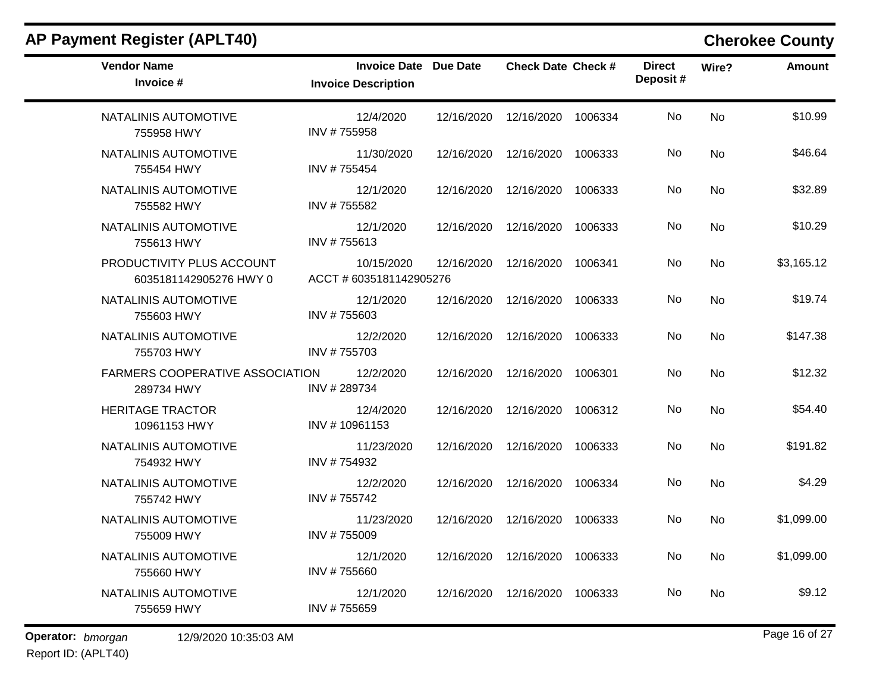## AP Payment Register (APLT40)

**Cherokee County**

| Vendor Name / Invoice # | Invoice Date / Invoice Description | Due Date | Check Date | Check # | Direct Deposit # | Wire? | Amount |
|---|---|---|---|---|---|---|---|
| NATALINIS AUTOMOTIVE<br>755958 HWY | 12/4/2020<br>INV # 755958 | 12/16/2020 | 12/16/2020 | 1006334 | No | No | $10.99 |
| NATALINIS AUTOMOTIVE<br>755454 HWY | 11/30/2020<br>INV # 755454 | 12/16/2020 | 12/16/2020 | 1006333 | No | No | $46.64 |
| NATALINIS AUTOMOTIVE<br>755582 HWY | 12/1/2020<br>INV # 755582 | 12/16/2020 | 12/16/2020 | 1006333 | No | No | $32.89 |
| NATALINIS AUTOMOTIVE<br>755613 HWY | 12/1/2020<br>INV # 755613 | 12/16/2020 | 12/16/2020 | 1006333 | No | No | $10.29 |
| PRODUCTIVITY PLUS ACCOUNT<br>6035181142905276 HWY 0 | 10/15/2020<br>ACCT # 6035181142905276 | 12/16/2020 | 12/16/2020 | 1006341 | No | No | $3,165.12 |
| NATALINIS AUTOMOTIVE<br>755603 HWY | 12/1/2020<br>INV # 755603 | 12/16/2020 | 12/16/2020 | 1006333 | No | No | $19.74 |
| NATALINIS AUTOMOTIVE<br>755703 HWY | 12/2/2020<br>INV # 755703 | 12/16/2020 | 12/16/2020 | 1006333 | No | No | $147.38 |
| FARMERS COOPERATIVE ASSOCIATION<br>289734 HWY | 12/2/2020<br>INV # 289734 | 12/16/2020 | 12/16/2020 | 1006301 | No | No | $12.32 |
| HERITAGE TRACTOR<br>10961153 HWY | 12/4/2020<br>INV # 10961153 | 12/16/2020 | 12/16/2020 | 1006312 | No | No | $54.40 |
| NATALINIS AUTOMOTIVE<br>754932 HWY | 11/23/2020<br>INV # 754932 | 12/16/2020 | 12/16/2020 | 1006333 | No | No | $191.82 |
| NATALINIS AUTOMOTIVE<br>755742 HWY | 12/2/2020<br>INV # 755742 | 12/16/2020 | 12/16/2020 | 1006334 | No | No | $4.29 |
| NATALINIS AUTOMOTIVE<br>755009 HWY | 11/23/2020<br>INV # 755009 | 12/16/2020 | 12/16/2020 | 1006333 | No | No | $1,099.00 |
| NATALINIS AUTOMOTIVE<br>755660 HWY | 12/1/2020<br>INV # 755660 | 12/16/2020 | 12/16/2020 | 1006333 | No | No | $1,099.00 |
| NATALINIS AUTOMOTIVE<br>755659 HWY | 12/1/2020<br>INV # 755659 | 12/16/2020 | 12/16/2020 | 1006333 | No | No | $9.12 |

**Operator:** *bmorgan* 12/9/2020 10:35:03 AM
Report ID: (APLT40)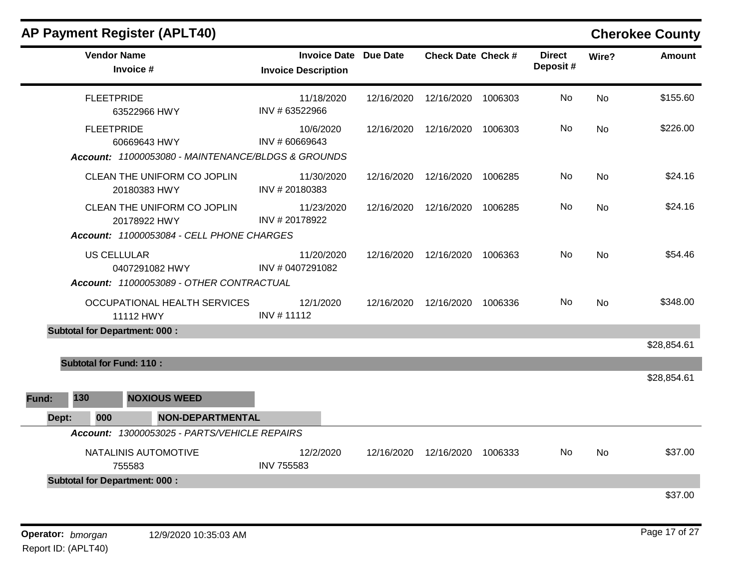## AP Payment Register (APLT40)

**Cherokee County**

| Vendor Name / Invoice # | Invoice Date / Invoice Description | Due Date | Check Date | Check # | Direct Deposit # | Wire? | Amount |
|---|---|---|---|---|---|---|---|
| FLEETPRIDE<br>63522966 HWY | 11/18/2020<br>INV # 63522966 | 12/16/2020 | 12/16/2020 | 1006303 | No | No | $155.60 |
| FLEETPRIDE<br>60669643 HWY | 10/6/2020<br>INV # 60669643 | 12/16/2020 | 12/16/2020 | 1006303 | No | No | $226.00 |
| ***Account:** 11000053080 - MAINTENANCE/BLDGS & GROUNDS* | | | | | | | |
| CLEAN THE UNIFORM CO JOPLIN<br>20180383 HWY | 11/30/2020<br>INV # 20180383 | 12/16/2020 | 12/16/2020 | 1006285 | No | No | $24.16 |
| CLEAN THE UNIFORM CO JOPLIN<br>20178922 HWY | 11/23/2020<br>INV # 20178922 | 12/16/2020 | 12/16/2020 | 1006285 | No | No | $24.16 |
| ***Account:** 11000053084 - CELL PHONE CHARGES* | | | | | | | |
| US CELLULAR<br>0407291082 HWY | 11/20/2020<br>INV # 0407291082 | 12/16/2020 | 12/16/2020 | 1006363 | No | No | $54.46 |
| ***Account:** 11000053089 - OTHER CONTRACTUAL* | | | | | | | |
| OCCUPATIONAL HEALTH SERVICES<br>11112 HWY | 12/1/2020<br>INV # 11112 | 12/16/2020 | 12/16/2020 | 1006336 | No | No | $348.00 |
| **Subtotal for Department: 000 :** | | | | | | | $28,854.61 |
| **Subtotal for Fund: 110 :** | | | | | | | $28,854.61 |

**Fund: 130 NOXIOUS WEED**

**Dept: 000 NON-DEPARTMENTAL**

| Vendor Name / Invoice # | Invoice Date / Invoice Description | Due Date | Check Date | Check # | Direct Deposit # | Wire? | Amount |
|---|---|---|---|---|---|---|---|
| ***Account:** 13000053025 - PARTS/VEHICLE REPAIRS* | | | | | | | |
| NATALINIS AUTOMOTIVE<br>755583 | 12/2/2020<br>INV 755583 | 12/16/2020 | 12/16/2020 | 1006333 | No | No | $37.00 |
| **Subtotal for Department: 000 :** | | | | | | | $37.00 |

**Operator:** *bmorgan* 12/9/2020 10:35:03 AM

Report ID: (APLT40)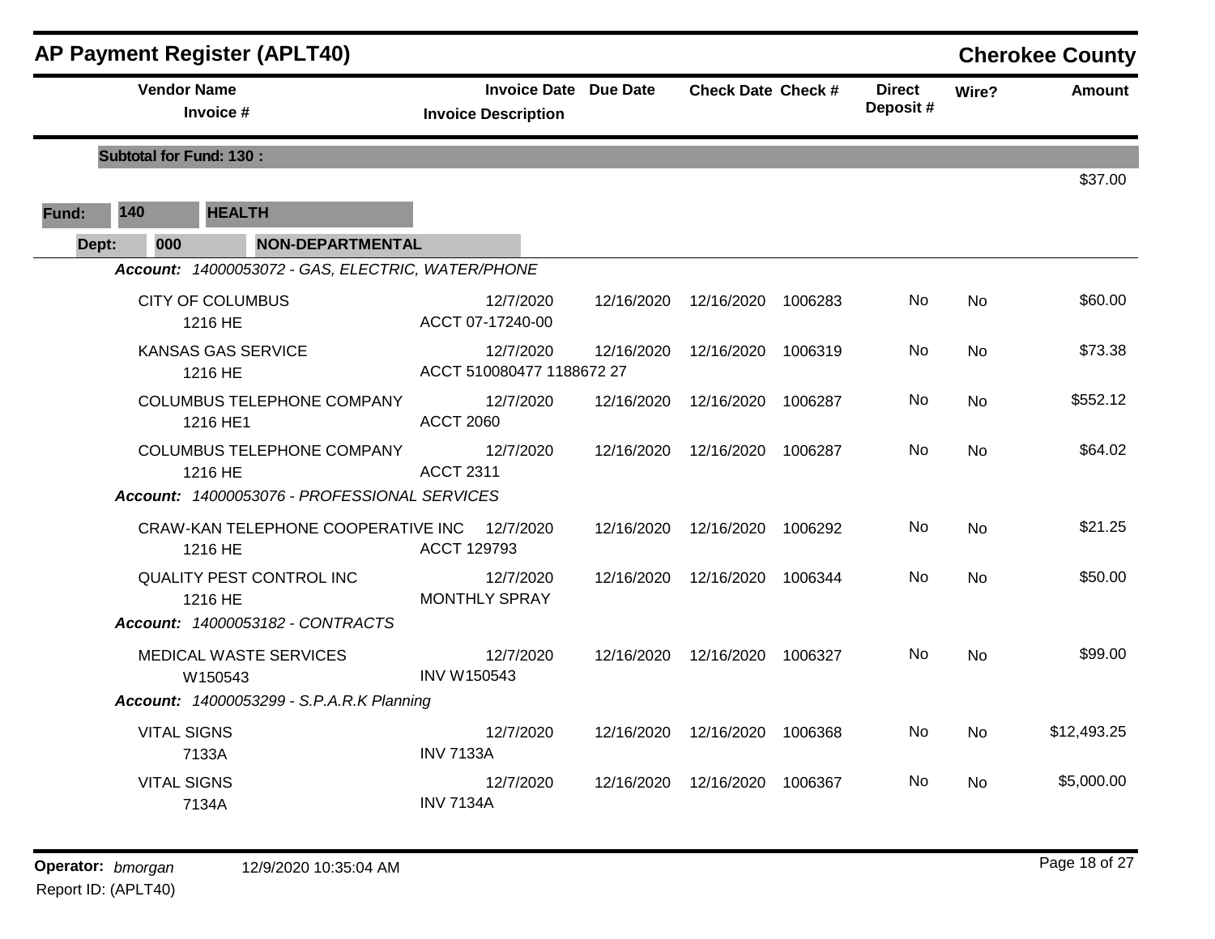## AP Payment Register (APLT40)

**Cherokee County**

| Vendor Name / Invoice # | Invoice Date / Invoice Description | Due Date | Check Date | Check # | Direct Deposit # | Wire? | Amount |
|---|---|---|---|---|---|---|---|
| **Subtotal for Fund: 130 :** | | | | | | | $37.00 |
| **Fund: 140 HEALTH** | | | | | | | |
| **Dept: 000 NON-DEPARTMENTAL** | | | | | | | |
| ***Account: 14000053072 - GAS, ELECTRIC, WATER/PHONE*** | | | | | | | |
| CITY OF COLUMBUS<br>1216 HE | 12/7/2020<br>ACCT 07-17240-00 | 12/16/2020 | 12/16/2020 | 1006283 | No | No | $60.00 |
| KANSAS GAS SERVICE<br>1216 HE | 12/7/2020<br>ACCT 510080477 1188672 27 | 12/16/2020 | 12/16/2020 | 1006319 | No | No | $73.38 |
| COLUMBUS TELEPHONE COMPANY<br>1216 HE1 | 12/7/2020<br>ACCT 2060 | 12/16/2020 | 12/16/2020 | 1006287 | No | No | $552.12 |
| COLUMBUS TELEPHONE COMPANY<br>1216 HE | 12/7/2020<br>ACCT 2311 | 12/16/2020 | 12/16/2020 | 1006287 | No | No | $64.02 |
| ***Account: 14000053076 - PROFESSIONAL SERVICES*** | | | | | | | |
| CRAW-KAN TELEPHONE COOPERATIVE INC<br>1216 HE | 12/7/2020<br>ACCT 129793 | 12/16/2020 | 12/16/2020 | 1006292 | No | No | $21.25 |
| QUALITY PEST CONTROL INC<br>1216 HE | 12/7/2020<br>MONTHLY SPRAY | 12/16/2020 | 12/16/2020 | 1006344 | No | No | $50.00 |
| ***Account: 14000053182 - CONTRACTS*** | | | | | | | |
| MEDICAL WASTE SERVICES<br>W150543 | 12/7/2020<br>INV W150543 | 12/16/2020 | 12/16/2020 | 1006327 | No | No | $99.00 |
| ***Account: 14000053299 - S.P.A.R.K Planning*** | | | | | | | |
| VITAL SIGNS<br>7133A | 12/7/2020<br>INV 7133A | 12/16/2020 | 12/16/2020 | 1006368 | No | No | $12,493.25 |
| VITAL SIGNS<br>7134A | 12/7/2020<br>INV 7134A | 12/16/2020 | 12/16/2020 | 1006367 | No | No | $5,000.00 |

**Operator:** *bmorgan* 12/9/2020 10:35:04 AM
Report ID: (APLT40)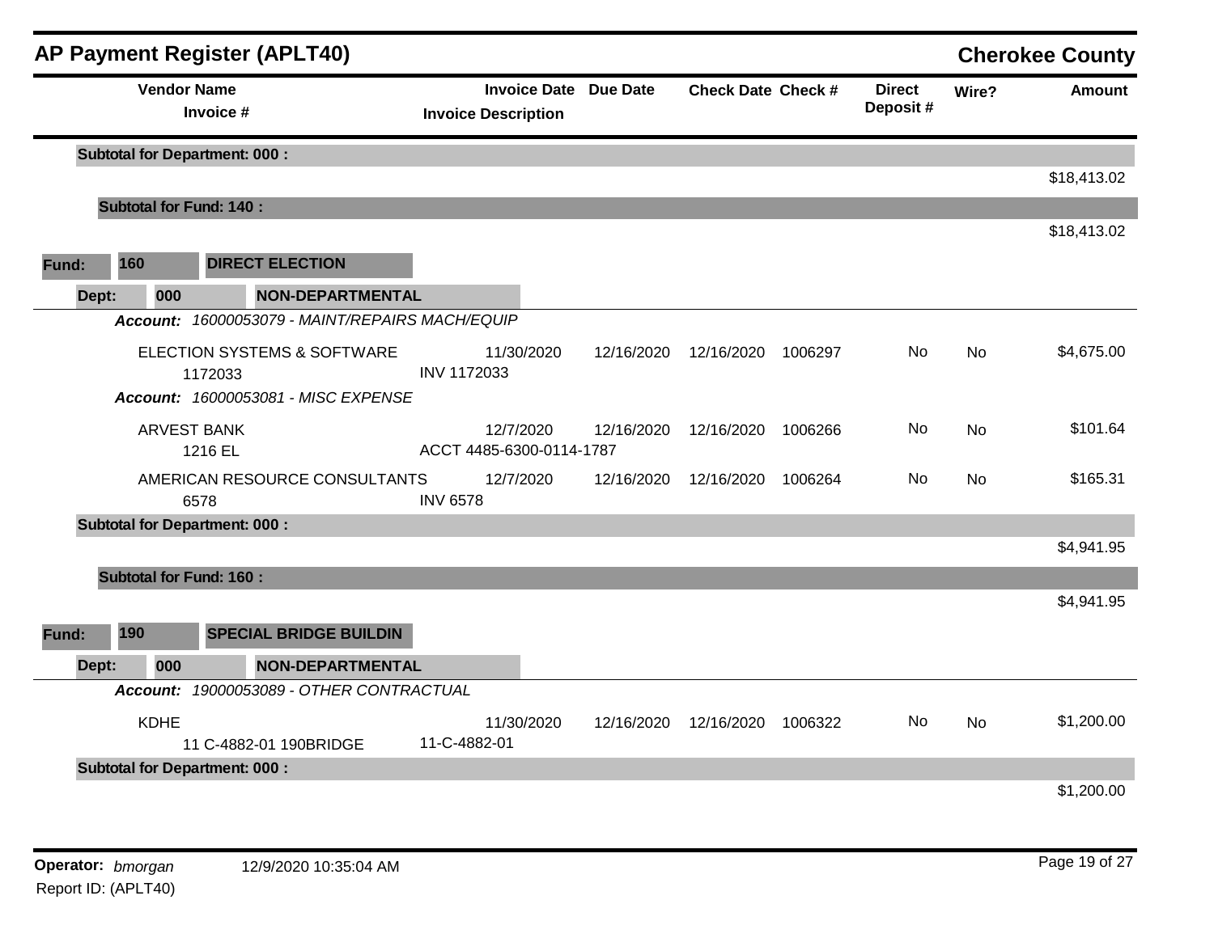## AP Payment Register (APLT40)

**Cherokee County**

| Vendor Name / Invoice # | Invoice Date / Invoice Description | Due Date | Check Date | Check # | Direct Deposit # | Wire? | Amount |
|---|---|---|---|---|---|---|---|
| **Subtotal for Department: 000 :** | | | | | | | $18,413.02 |
| **Subtotal for Fund: 140 :** | | | | | | | $18,413.02 |
| **Fund: 160 DIRECT ELECTION** | | | | | | | |
| **Dept: 000 NON-DEPARTMENTAL** | | | | | | | |
| ***Account: 16000053079 - MAINT/REPAIRS MACH/EQUIP*** | | | | | | | |
| ELECTION SYSTEMS & SOFTWARE 1172033 | 11/30/2020 INV 1172033 | 12/16/2020 | 12/16/2020 | 1006297 | No | No | $4,675.00 |
| ***Account: 16000053081 - MISC EXPENSE*** | | | | | | | |
| ARVEST BANK 1216 EL | 12/7/2020 ACCT 4485-6300-0114-1787 | 12/16/2020 | 12/16/2020 | 1006266 | No | No | $101.64 |
| AMERICAN RESOURCE CONSULTANTS 6578 | 12/7/2020 INV 6578 | 12/16/2020 | 12/16/2020 | 1006264 | No | No | $165.31 |
| **Subtotal for Department: 000 :** | | | | | | | $4,941.95 |
| **Subtotal for Fund: 160 :** | | | | | | | $4,941.95 |
| **Fund: 190 SPECIAL BRIDGE BUILDIN** | | | | | | | |
| **Dept: 000 NON-DEPARTMENTAL** | | | | | | | |
| ***Account: 19000053089 - OTHER CONTRACTUAL*** | | | | | | | |
| KDHE 11 C-4882-01 190BRIDGE | 11/30/2020 11-C-4882-01 | 12/16/2020 | 12/16/2020 | 1006322 | No | No | $1,200.00 |
| **Subtotal for Department: 000 :** | | | | | | | $1,200.00 |

**Operator:** *bmorgan* 12/9/2020 10:35:04 AM
Report ID: (APLT40)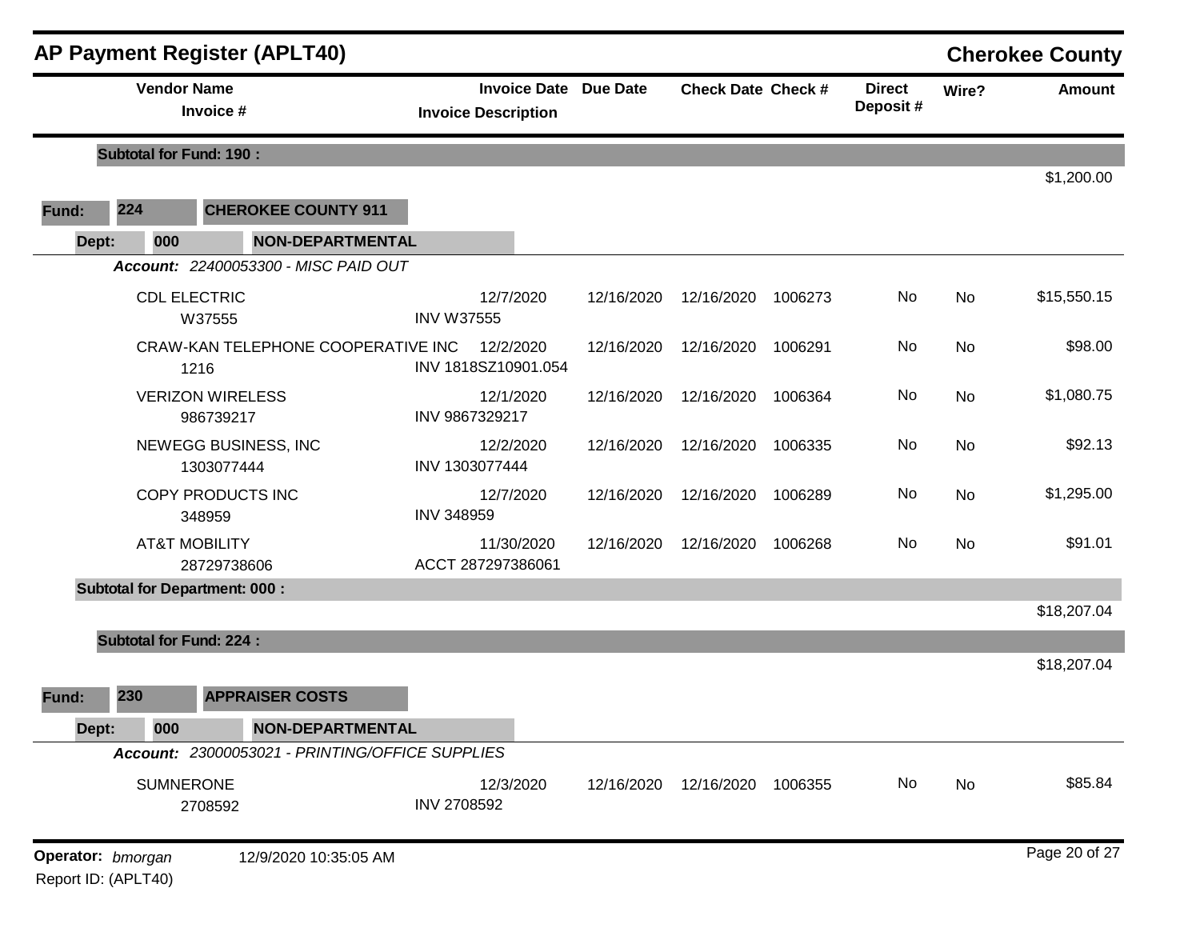## AP Payment Register (APLT40) — Cherokee County

| Vendor Name / Invoice # | Invoice Date / Invoice Description | Due Date | Check Date | Check # | Direct Deposit # | Wire? | Amount |
|---|---|---|---|---|---|---|---|
| **Subtotal for Fund: 190 :** | | | | | | | $1,200.00 |
| **Fund: 224 CHEROKEE COUNTY 911** | | | | | | | |
| **Dept: 000 NON-DEPARTMENTAL** | | | | | | | |
| ***Account: 22400053300 - MISC PAID OUT*** | | | | | | | |
| CDL ELECTRIC<br>W37555 | 12/7/2020<br>INV W37555 | 12/16/2020 | 12/16/2020 | 1006273 | No | No | $15,550.15 |
| CRAW-KAN TELEPHONE COOPERATIVE INC<br>1216 | 12/2/2020<br>INV 1818SZ10901.054 | 12/16/2020 | 12/16/2020 | 1006291 | No | No | $98.00 |
| VERIZON WIRELESS<br>986739217 | 12/1/2020<br>INV 9867329217 | 12/16/2020 | 12/16/2020 | 1006364 | No | No | $1,080.75 |
| NEWEGG BUSINESS, INC<br>1303077444 | 12/2/2020<br>INV 1303077444 | 12/16/2020 | 12/16/2020 | 1006335 | No | No | $92.13 |
| COPY PRODUCTS INC<br>348959 | 12/7/2020<br>INV 348959 | 12/16/2020 | 12/16/2020 | 1006289 | No | No | $1,295.00 |
| AT&T MOBILITY<br>28729738606 | 11/30/2020<br>ACCT 287297386061 | 12/16/2020 | 12/16/2020 | 1006268 | No | No | $91.01 |
| **Subtotal for Department: 000 :** | | | | | | | $18,207.04 |
| **Subtotal for Fund: 224 :** | | | | | | | $18,207.04 |
| **Fund: 230 APPRAISER COSTS** | | | | | | | |
| **Dept: 000 NON-DEPARTMENTAL** | | | | | | | |
| ***Account: 23000053021 - PRINTING/OFFICE SUPPLIES*** | | | | | | | |
| SUMNERONE<br>2708592 | 12/3/2020<br>INV 2708592 | 12/16/2020 | 12/16/2020 | 1006355 | No | No | $85.84 |

**Operator:** *bmorgan* 12/9/2020 10:35:05 AM
Report ID: (APLT40)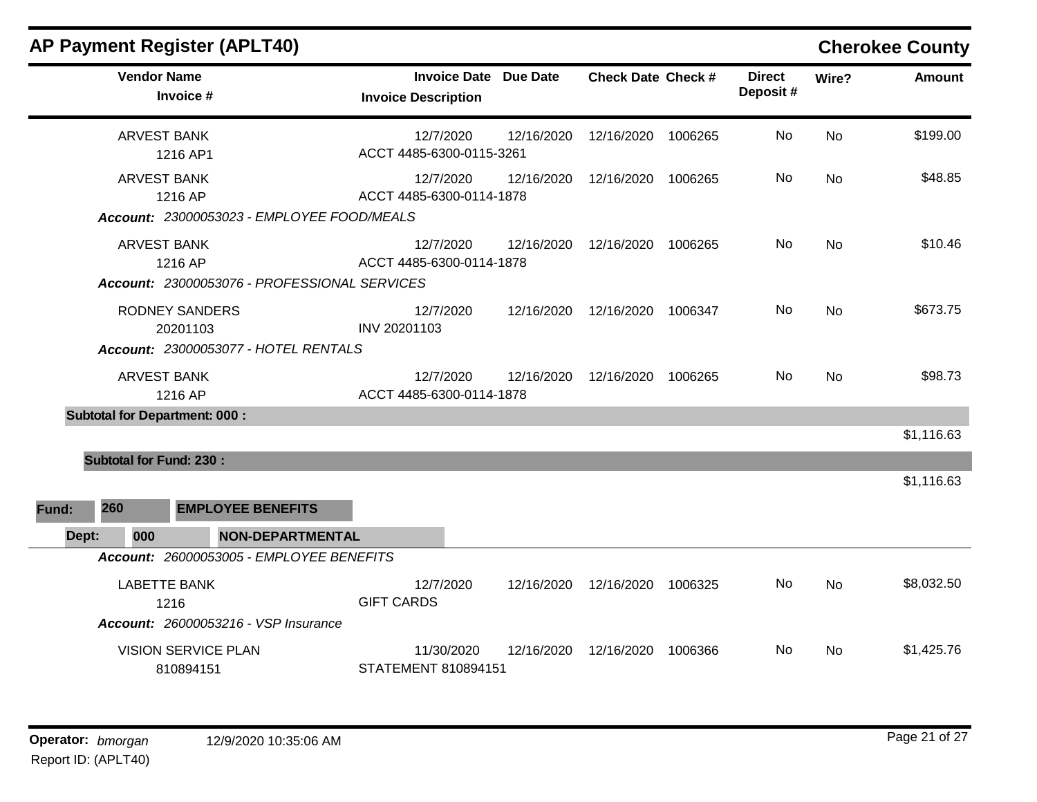## AP Payment Register (APLT40)

**Cherokee County**

| Vendor Name / Invoice # | Invoice Date / Invoice Description | Due Date | Check Date | Check # | Direct Deposit # | Wire? | Amount |
|---|---|---|---|---|---|---|---|
| ARVEST BANK<br>1216 AP1 | 12/7/2020<br>ACCT 4485-6300-0115-3261 | 12/16/2020 | 12/16/2020 | 1006265 | No | No | $199.00 |
| ARVEST BANK<br>1216 AP | 12/7/2020<br>ACCT 4485-6300-0114-1878 | 12/16/2020 | 12/16/2020 | 1006265 | No | No | $48.85 |
| ***Account:*** *23000053023 - EMPLOYEE FOOD/MEALS* | | | | | | | |
| ARVEST BANK<br>1216 AP | 12/7/2020<br>ACCT 4485-6300-0114-1878 | 12/16/2020 | 12/16/2020 | 1006265 | No | No | $10.46 |
| ***Account:*** *23000053076 - PROFESSIONAL SERVICES* | | | | | | | |
| RODNEY SANDERS<br>20201103 | 12/7/2020<br>INV 20201103 | 12/16/2020 | 12/16/2020 | 1006347 | No | No | $673.75 |
| ***Account:*** *23000053077 - HOTEL RENTALS* | | | | | | | |
| ARVEST BANK<br>1216 AP | 12/7/2020<br>ACCT 4485-6300-0114-1878 | 12/16/2020 | 12/16/2020 | 1006265 | No | No | $98.73 |
| **Subtotal for Department: 000 :** | | | | | | | $1,116.63 |
| **Subtotal for Fund: 230 :** | | | | | | | $1,116.63 |

**Fund:** **260** **EMPLOYEE BENEFITS**

**Dept:** **000** **NON-DEPARTMENTAL**

| Vendor Name / Invoice # | Invoice Date / Invoice Description | Due Date | Check Date | Check # | Direct Deposit # | Wire? | Amount |
|---|---|---|---|---|---|---|---|
| ***Account:*** *26000053005 - EMPLOYEE BENEFITS* | | | | | | | |
| LABETTE BANK<br>1216 | 12/7/2020<br>GIFT CARDS | 12/16/2020 | 12/16/2020 | 1006325 | No | No | $8,032.50 |
| ***Account:*** *26000053216 - VSP Insurance* | | | | | | | |
| VISION SERVICE PLAN<br>810894151 | 11/30/2020<br>STATEMENT 810894151 | 12/16/2020 | 12/16/2020 | 1006366 | No | No | $1,425.76 |

**Operator:** *bmorgan* 12/9/2020 10:35:06 AM

Report ID: (APLT40)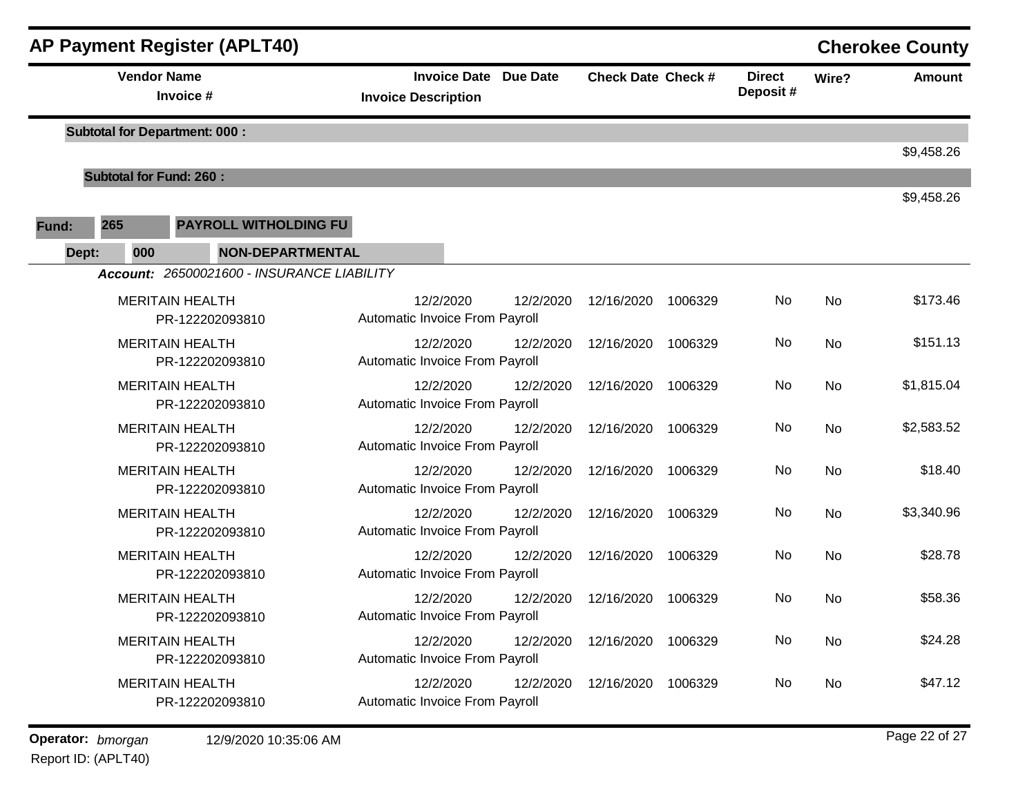## AP Payment Register (APLT40)

**Cherokee County**

| Vendor Name / Invoice # | Invoice Date / Invoice Description | Due Date | Check Date | Check # | Direct Deposit # | Wire? | Amount |
|---|---|---|---|---|---|---|---|
| **Subtotal for Department: 000 :** | | | | | | | $9,458.26 |
| **Subtotal for Fund: 260 :** | | | | | | | $9,458.26 |

**Fund:** 265 **PAYROLL WITHOLDING FU**

**Dept:** 000 **NON-DEPARTMENTAL**

***Account:*** *26500021600 - INSURANCE LIABILITY*

| Vendor Name / Invoice # | Invoice Date / Invoice Description | Due Date | Check Date | Check # | Direct Deposit # | Wire? | Amount |
|---|---|---|---|---|---|---|---|
| MERITAIN HEALTH PR-122202093810 | 12/2/2020 Automatic Invoice From Payroll | 12/2/2020 | 12/16/2020 | 1006329 | No | No | $173.46 |
| MERITAIN HEALTH PR-122202093810 | 12/2/2020 Automatic Invoice From Payroll | 12/2/2020 | 12/16/2020 | 1006329 | No | No | $151.13 |
| MERITAIN HEALTH PR-122202093810 | 12/2/2020 Automatic Invoice From Payroll | 12/2/2020 | 12/16/2020 | 1006329 | No | No | $1,815.04 |
| MERITAIN HEALTH PR-122202093810 | 12/2/2020 Automatic Invoice From Payroll | 12/2/2020 | 12/16/2020 | 1006329 | No | No | $2,583.52 |
| MERITAIN HEALTH PR-122202093810 | 12/2/2020 Automatic Invoice From Payroll | 12/2/2020 | 12/16/2020 | 1006329 | No | No | $18.40 |
| MERITAIN HEALTH PR-122202093810 | 12/2/2020 Automatic Invoice From Payroll | 12/2/2020 | 12/16/2020 | 1006329 | No | No | $3,340.96 |
| MERITAIN HEALTH PR-122202093810 | 12/2/2020 Automatic Invoice From Payroll | 12/2/2020 | 12/16/2020 | 1006329 | No | No | $28.78 |
| MERITAIN HEALTH PR-122202093810 | 12/2/2020 Automatic Invoice From Payroll | 12/2/2020 | 12/16/2020 | 1006329 | No | No | $58.36 |
| MERITAIN HEALTH PR-122202093810 | 12/2/2020 Automatic Invoice From Payroll | 12/2/2020 | 12/16/2020 | 1006329 | No | No | $24.28 |
| MERITAIN HEALTH PR-122202093810 | 12/2/2020 Automatic Invoice From Payroll | 12/2/2020 | 12/16/2020 | 1006329 | No | No | $47.12 |

**Operator:** *bmorgan* 12/9/2020 10:35:06 AM

Report ID: (APLT40)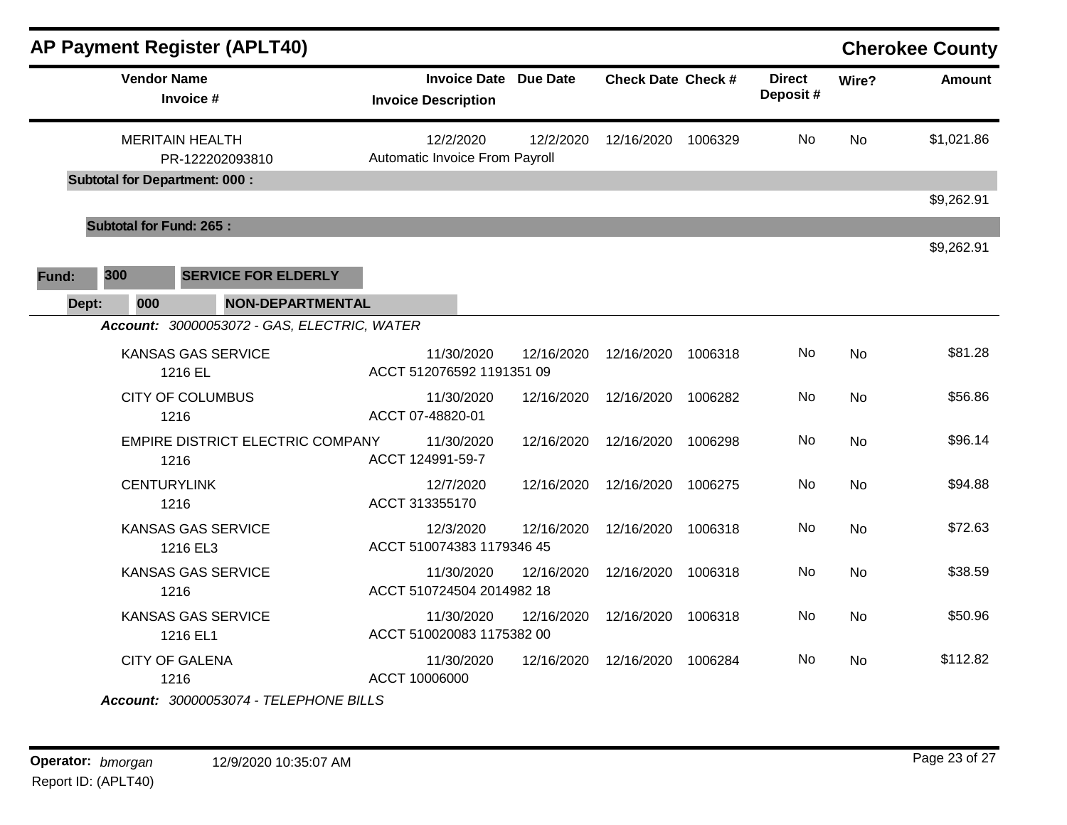## AP Payment Register (APLT40) — Cherokee County

| Vendor Name / Invoice # | Invoice Date / Invoice Description | Due Date | Check Date | Check # | Direct Deposit # | Wire? | Amount |
|---|---|---|---|---|---|---|---|
| MERITAIN HEALTH<br>PR-122202093810 | 12/2/2020<br>Automatic Invoice From Payroll | 12/2/2020 | 12/16/2020 | 1006329 | No | No | $1,021.86 |
| **Subtotal for Department: 000 :** | | | | | | | $9,262.91 |
| **Subtotal for Fund: 265 :** | | | | | | | $9,262.91 |

**Fund:** 300 **SERVICE FOR ELDERLY**

**Dept:** 000 **NON-DEPARTMENTAL**

***Account:*** *30000053072 - GAS, ELECTRIC, WATER*

| Vendor Name / Invoice # | Invoice Date / Invoice Description | Due Date | Check Date | Check # | Direct Deposit # | Wire? | Amount |
|---|---|---|---|---|---|---|---|
| KANSAS GAS SERVICE<br>1216 EL | 11/30/2020<br>ACCT 512076592 1191351 09 | 12/16/2020 | 12/16/2020 | 1006318 | No | No | $81.28 |
| CITY OF COLUMBUS<br>1216 | 11/30/2020<br>ACCT 07-48820-01 | 12/16/2020 | 12/16/2020 | 1006282 | No | No | $56.86 |
| EMPIRE DISTRICT ELECTRIC COMPANY<br>1216 | 11/30/2020<br>ACCT 124991-59-7 | 12/16/2020 | 12/16/2020 | 1006298 | No | No | $96.14 |
| CENTURYLINK<br>1216 | 12/7/2020<br>ACCT 313355170 | 12/16/2020 | 12/16/2020 | 1006275 | No | No | $94.88 |
| KANSAS GAS SERVICE<br>1216 EL3 | 12/3/2020<br>ACCT 510074383 1179346 45 | 12/16/2020 | 12/16/2020 | 1006318 | No | No | $72.63 |
| KANSAS GAS SERVICE<br>1216 | 11/30/2020<br>ACCT 510724504 2014982 18 | 12/16/2020 | 12/16/2020 | 1006318 | No | No | $38.59 |
| KANSAS GAS SERVICE<br>1216 EL1 | 11/30/2020<br>ACCT 510020083 1175382 00 | 12/16/2020 | 12/16/2020 | 1006318 | No | No | $50.96 |
| CITY OF GALENA<br>1216 | 11/30/2020<br>ACCT 10006000 | 12/16/2020 | 12/16/2020 | 1006284 | No | No | $112.82 |

***Account:*** *30000053074 - TELEPHONE BILLS*

**Operator:** *bmorgan* 12/9/2020 10:35:07 AM
Report ID: (APLT40)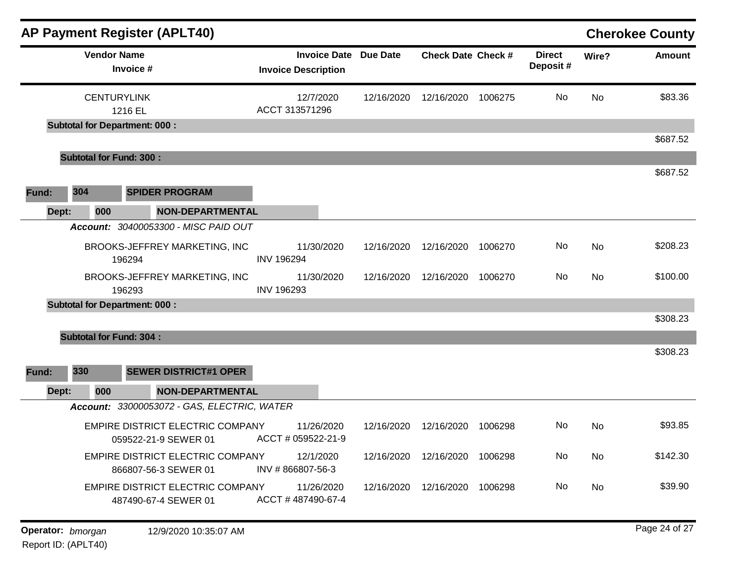## AP Payment Register (APLT40)

**Cherokee County**

| Vendor Name / Invoice # | Invoice Date / Invoice Description | Due Date | Check Date | Check # | Direct Deposit # | Wire? | Amount |
|---|---|---|---|---|---|---|---|
| CENTURYLINK<br>1216 EL | 12/7/2020<br>ACCT 313571296 | 12/16/2020 | 12/16/2020 | 1006275 | No | No | $83.36 |
| **Subtotal for Department: 000 :** | | | | | | | $687.52 |
| **Subtotal for Fund: 300 :** | | | | | | | $687.52 |

**Fund: 304 SPIDER PROGRAM**

**Dept: 000 NON-DEPARTMENTAL**

***Account:*** *30400053300 - MISC PAID OUT*

| Vendor Name / Invoice # | Invoice Date / Invoice Description | Due Date | Check Date | Check # | Direct Deposit # | Wire? | Amount |
|---|---|---|---|---|---|---|---|
| BROOKS-JEFFREY MARKETING, INC<br>196294 | 11/30/2020<br>INV 196294 | 12/16/2020 | 12/16/2020 | 1006270 | No | No | $208.23 |
| BROOKS-JEFFREY MARKETING, INC<br>196293 | 11/30/2020<br>INV 196293 | 12/16/2020 | 12/16/2020 | 1006270 | No | No | $100.00 |
| **Subtotal for Department: 000 :** | | | | | | | $308.23 |
| **Subtotal for Fund: 304 :** | | | | | | | $308.23 |

**Fund: 330 SEWER DISTRICT#1 OPER**

**Dept: 000 NON-DEPARTMENTAL**

***Account:*** *33000053072 - GAS, ELECTRIC, WATER*

| Vendor Name / Invoice # | Invoice Date / Invoice Description | Due Date | Check Date | Check # | Direct Deposit # | Wire? | Amount |
|---|---|---|---|---|---|---|---|
| EMPIRE DISTRICT ELECTRIC COMPANY<br>059522-21-9 SEWER 01 | 11/26/2020<br>ACCT # 059522-21-9 | 12/16/2020 | 12/16/2020 | 1006298 | No | No | $93.85 |
| EMPIRE DISTRICT ELECTRIC COMPANY<br>866807-56-3 SEWER 01 | 12/1/2020<br>INV # 866807-56-3 | 12/16/2020 | 12/16/2020 | 1006298 | No | No | $142.30 |
| EMPIRE DISTRICT ELECTRIC COMPANY<br>487490-67-4 SEWER 01 | 11/26/2020<br>ACCT # 487490-67-4 | 12/16/2020 | 12/16/2020 | 1006298 | No | No | $39.90 |

**Operator:** *bmorgan* 12/9/2020 10:35:07 AM

Report ID: (APLT40)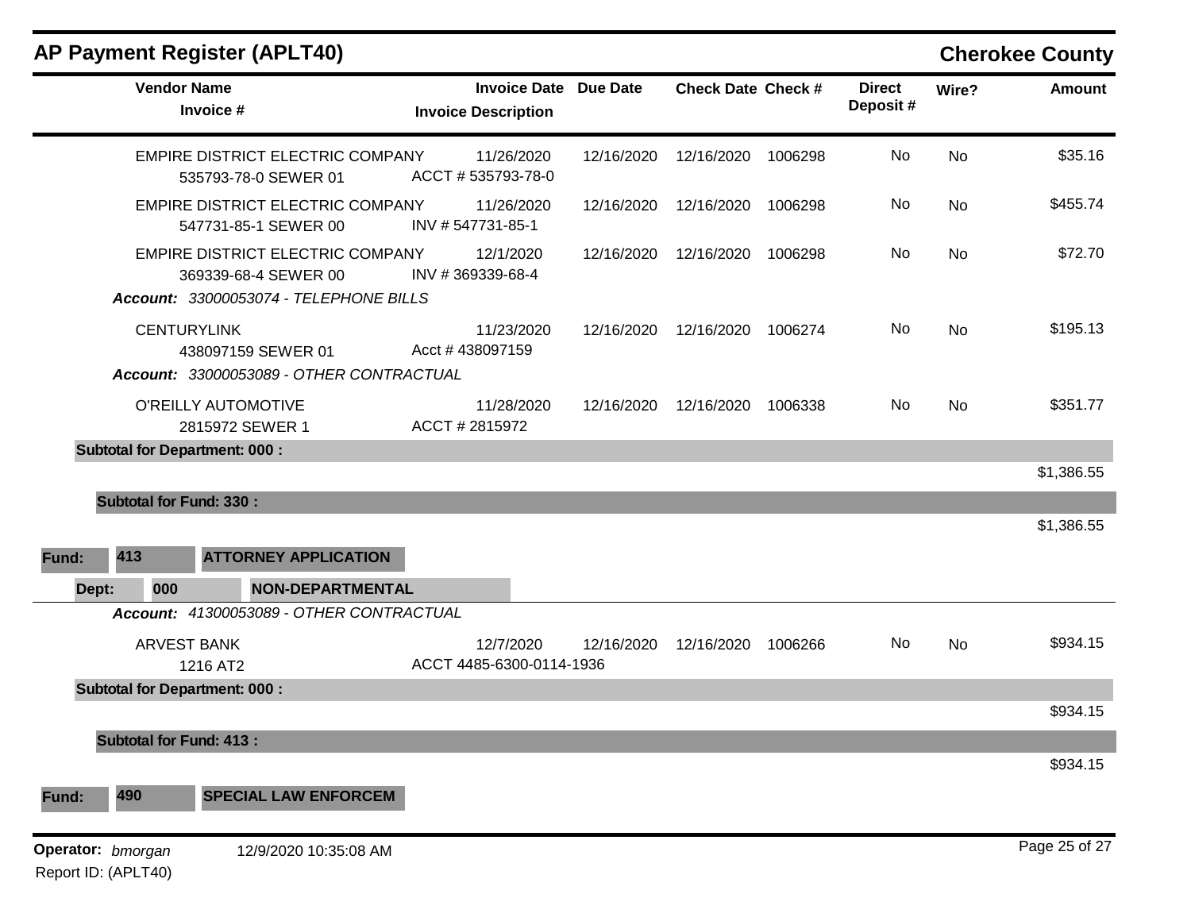## AP Payment Register (APLT40)

**Cherokee County**

| Vendor Name / Invoice # | Invoice Date / Invoice Description | Due Date | Check Date | Check # | Direct Deposit # | Wire? | Amount |
|---|---|---|---|---|---|---|---|
| EMPIRE DISTRICT ELECTRIC COMPANY<br>535793-78-0 SEWER 01 | 11/26/2020<br>ACCT # 535793-78-0 | 12/16/2020 | 12/16/2020 | 1006298 | No | No | $35.16 |
| EMPIRE DISTRICT ELECTRIC COMPANY<br>547731-85-1 SEWER 00 | 11/26/2020<br>INV # 547731-85-1 | 12/16/2020 | 12/16/2020 | 1006298 | No | No | $455.74 |
| EMPIRE DISTRICT ELECTRIC COMPANY<br>369339-68-4 SEWER 00 | 12/1/2020<br>INV # 369339-68-4 | 12/16/2020 | 12/16/2020 | 1006298 | No | No | $72.70 |
| ***Account:** 33000053074 - TELEPHONE BILLS* | | | | | | | |
| CENTURYLINK<br>438097159 SEWER 01 | 11/23/2020<br>Acct # 438097159 | 12/16/2020 | 12/16/2020 | 1006274 | No | No | $195.13 |
| ***Account:** 33000053089 - OTHER CONTRACTUAL* | | | | | | | |
| O'REILLY AUTOMOTIVE<br>2815972 SEWER 1 | 11/28/2020<br>ACCT # 2815972 | 12/16/2020 | 12/16/2020 | 1006338 | No | No | $351.77 |
| **Subtotal for Department: 000 :** | | | | | | | $1,386.55 |
| **Subtotal for Fund: 330 :** | | | | | | | $1,386.55 |

**Fund: 413 ATTORNEY APPLICATION**

**Dept: 000 NON-DEPARTMENTAL**

| Vendor Name / Invoice # | Invoice Date / Invoice Description | Due Date | Check Date | Check # | Direct Deposit # | Wire? | Amount |
|---|---|---|---|---|---|---|---|
| ***Account:** 41300053089 - OTHER CONTRACTUAL* | | | | | | | |
| ARVEST BANK<br>1216 AT2 | 12/7/2020<br>ACCT 4485-6300-0114-1936 | 12/16/2020 | 12/16/2020 | 1006266 | No | No | $934.15 |
| **Subtotal for Department: 000 :** | | | | | | | $934.15 |
| **Subtotal for Fund: 413 :** | | | | | | | $934.15 |

**Fund: 490 SPECIAL LAW ENFORCEM**

**Operator:** *bmorgan* 12/9/2020 10:35:08 AM

Report ID: (APLT40)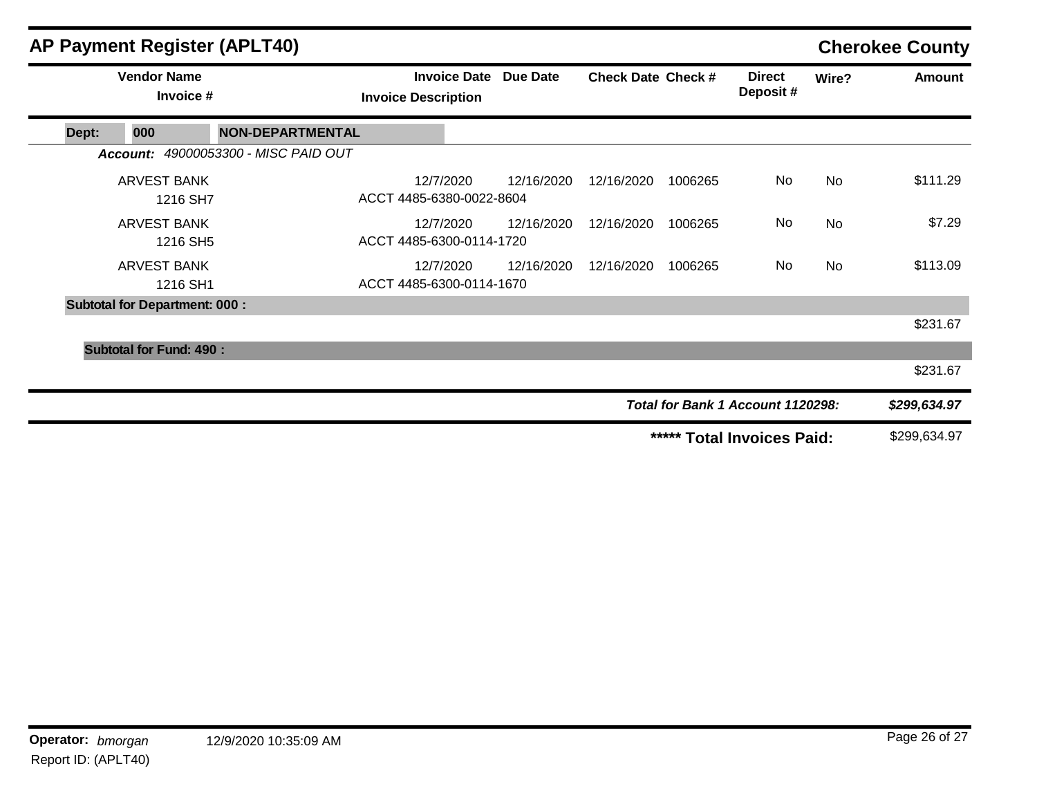## AP Payment Register (APLT40) — Cherokee County

| Vendor Name / Invoice # | Invoice Date / Invoice Description | Due Date | Check Date | Check # | Direct Deposit # | Wire? | Amount |
|---|---|---|---|---|---|---|---|
| **Dept: 000 NON-DEPARTMENTAL** | | | | | | | |
| ***Account:*** *49000053300 - MISC PAID OUT* | | | | | | | |
| ARVEST BANK | 12/7/2020 | 12/16/2020 | 12/16/2020 | 1006265 | No | No | $111.29 |
| 1216 SH7 | ACCT 4485-6380-0022-8604 | | | | | | |
| ARVEST BANK | 12/7/2020 | 12/16/2020 | 12/16/2020 | 1006265 | No | No | $7.29 |
| 1216 SH5 | ACCT 4485-6300-0114-1720 | | | | | | |
| ARVEST BANK | 12/7/2020 | 12/16/2020 | 12/16/2020 | 1006265 | No | No | $113.09 |
| 1216 SH1 | ACCT 4485-6300-0114-1670 | | | | | | |
| **Subtotal for Department: 000 :** | | | | | | | $231.67 |
| **Subtotal for Fund: 490 :** | | | | | | | $231.67 |
| | | | | | ***Total for Bank 1 Account 1120298:*** | | ***$299,634.97*** |
| | | | | | **\*\*\*\*\* Total Invoices Paid:** | | $299,634.97 |

**Operator:** *bmorgan* 12/9/2020 10:35:09 AM
Report ID: (APLT40)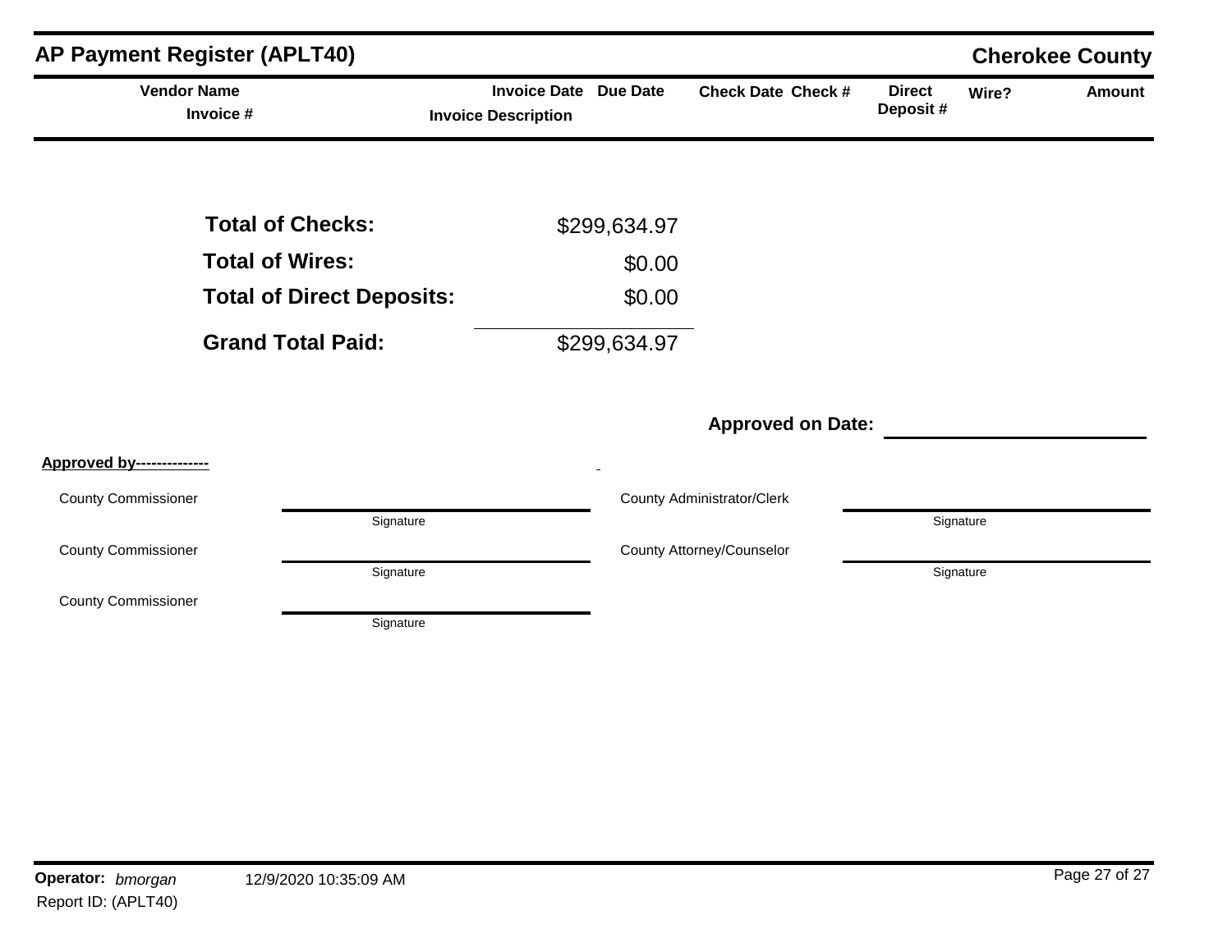## AP Payment Register (APLT40)

**Cherokee County**

| Vendor Name / Invoice # | Invoice Date / Invoice Description | Due Date | Check Date | Check # | Direct Deposit # | Wire? | Amount |
|---|---|---|---|---|---|---|---|

| | |
|---|---|
| **Total of Checks:** | $299,634.97 |
| **Total of Wires:** | $0.00 |
| **Total of Direct Deposits:** | $0.00 |
| **Grand Total Paid:** | $299,634.97 |

**Approved on Date:** ____________________

**Approved by--------------**

County Commissioner ____________________ Signature

County Administrator/Clerk ____________________ Signature

County Commissioner ____________________ Signature

County Attorney/Counselor ____________________ Signature

County Commissioner ____________________ Signature

**Operator:** *bmorgan* 12/9/2020 10:35:09 AM

Report ID: (APLT40)